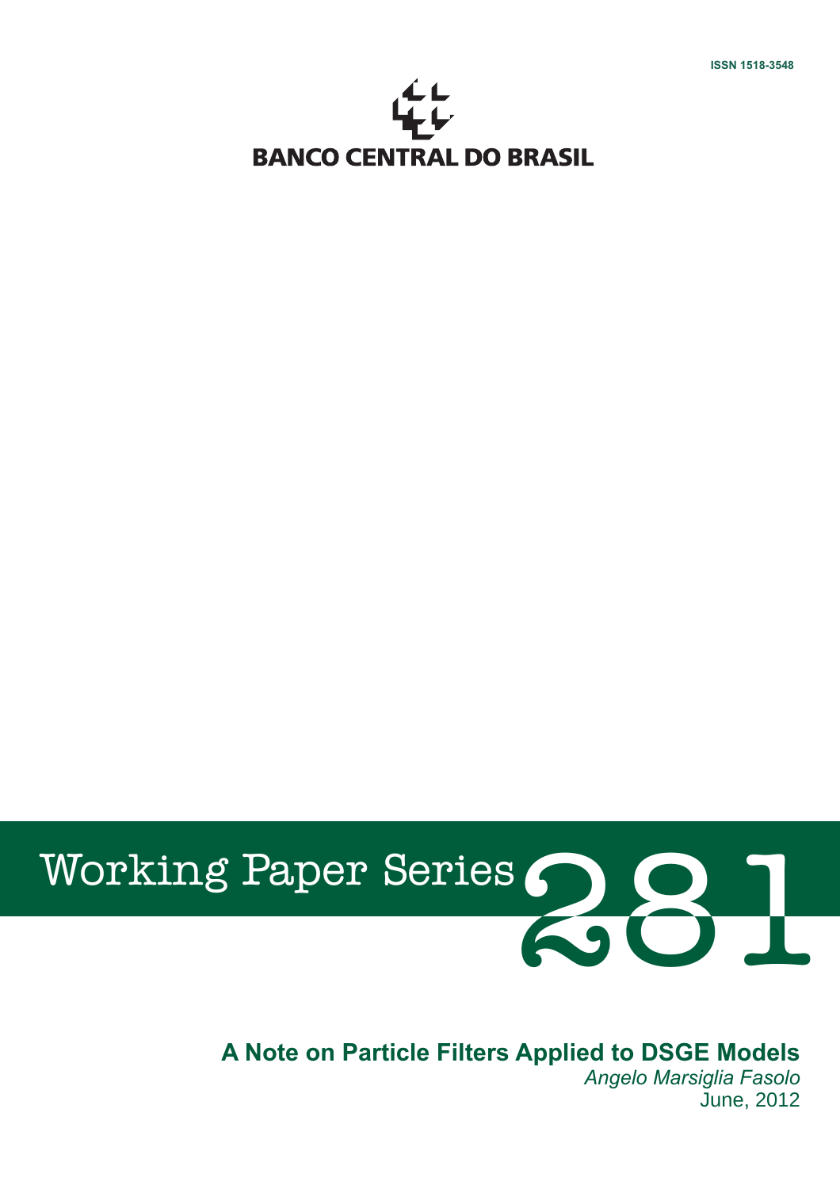ISSN 1518-3548

BANCO CENTRAL DO BRASIL

Working Paper Series 281

# A Note on Particle Filters Applied to DSGE Models

*Angelo Marsiglia Fasolo*

June, 2012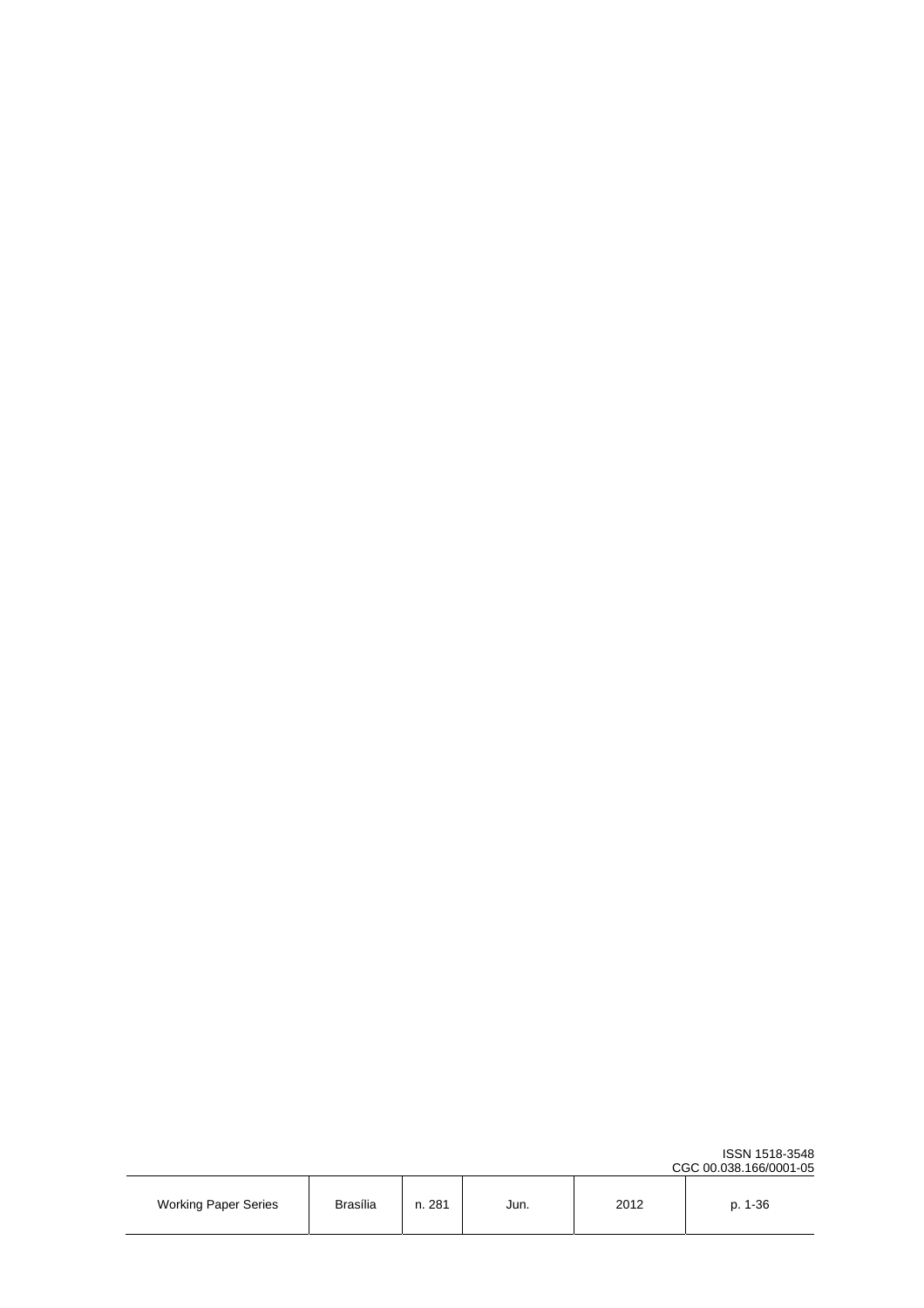ISSN 1518-3548
CGC 00.038.166/0001-05

| Working Paper Series | Brasília | n. 281 | Jun. | 2012 | p. 1-36 |
|---|---|---|---|---|---|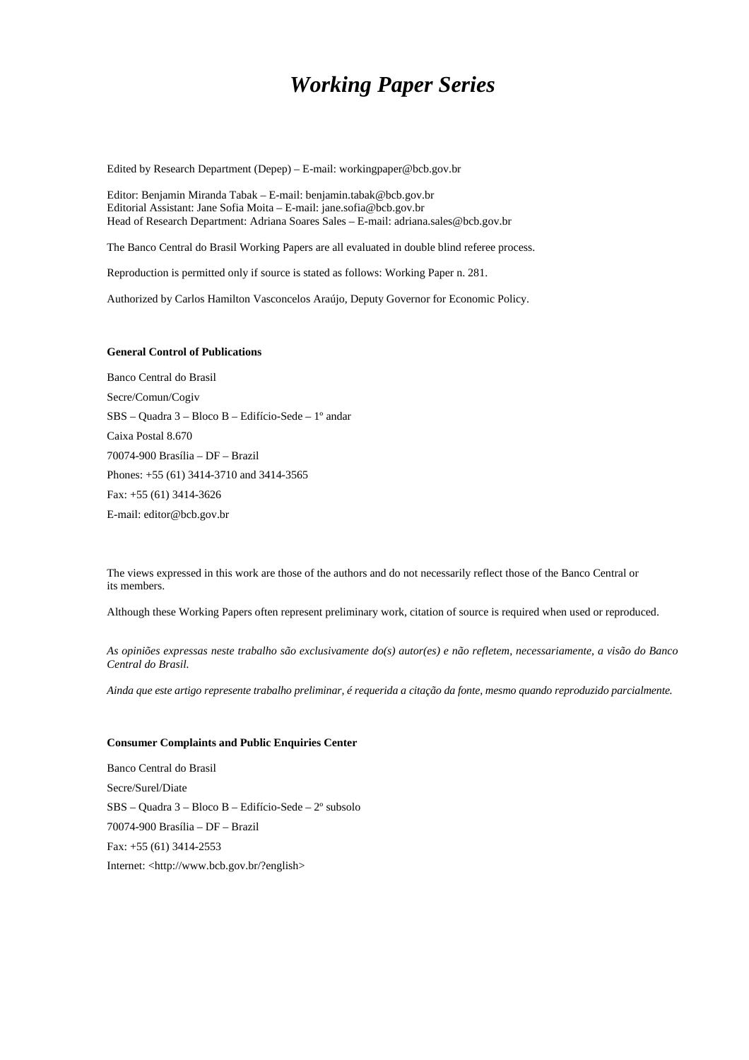# *Working Paper Series*

Edited by Research Department (Depep) – E-mail: workingpaper@bcb.gov.br

Editor: Benjamin Miranda Tabak – E-mail: benjamin.tabak@bcb.gov.br
Editorial Assistant: Jane Sofia Moita – E-mail: jane.sofia@bcb.gov.br
Head of Research Department: Adriana Soares Sales – E-mail: adriana.sales@bcb.gov.br

The Banco Central do Brasil Working Papers are all evaluated in double blind referee process.

Reproduction is permitted only if source is stated as follows: Working Paper n. 281.

Authorized by Carlos Hamilton Vasconcelos Araújo, Deputy Governor for Economic Policy.

**General Control of Publications**

Banco Central do Brasil
Secre/Comun/Cogiv
SBS – Quadra 3 – Bloco B – Edifício-Sede – 1º andar
Caixa Postal 8.670
70074-900 Brasília – DF – Brazil
Phones: +55 (61) 3414-3710 and 3414-3565
Fax: +55 (61) 3414-3626
E-mail: editor@bcb.gov.br

The views expressed in this work are those of the authors and do not necessarily reflect those of the Banco Central or its members.

Although these Working Papers often represent preliminary work, citation of source is required when used or reproduced.

*As opiniões expressas neste trabalho são exclusivamente do(s) autor(es) e não refletem, necessariamente, a visão do Banco Central do Brasil.*

*Ainda que este artigo represente trabalho preliminar, é requerida a citação da fonte, mesmo quando reproduzido parcialmente.*

**Consumer Complaints and Public Enquiries Center**

Banco Central do Brasil
Secre/Surel/Diate
SBS – Quadra 3 – Bloco B – Edifício-Sede – 2º subsolo
70074-900 Brasília – DF – Brazil
Fax: +55 (61) 3414-2553
Internet: <http://www.bcb.gov.br/?english>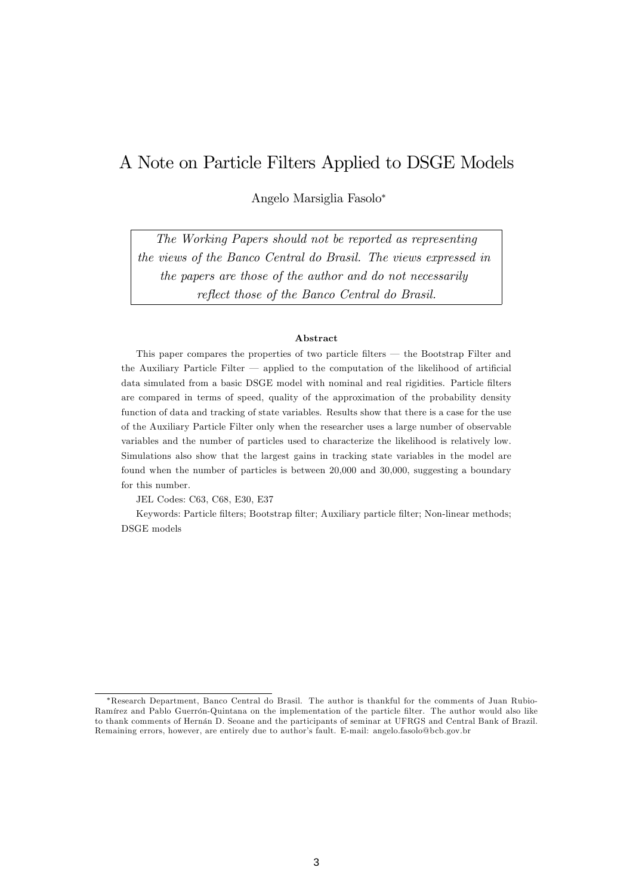# A Note on Particle Filters Applied to DSGE Models

Angelo Marsiglia Fasolo*

*The Working Papers should not be reported as representing the views of the Banco Central do Brasil. The views expressed in the papers are those of the author and do not necessarily reflect those of the Banco Central do Brasil.*

**Abstract**

This paper compares the properties of two particle filters — the Bootstrap Filter and the Auxiliary Particle Filter — applied to the computation of the likelihood of artificial data simulated from a basic DSGE model with nominal and real rigidities. Particle filters are compared in terms of speed, quality of the approximation of the probability density function of data and tracking of state variables. Results show that there is a case for the use of the Auxiliary Particle Filter only when the researcher uses a large number of observable variables and the number of particles used to characterize the likelihood is relatively low. Simulations also show that the largest gains in tracking state variables in the model are found when the number of particles is between 20,000 and 30,000, suggesting a boundary for this number.

JEL Codes: C63, C68, E30, E37

Keywords: Particle filters; Bootstrap filter; Auxiliary particle filter; Non-linear methods; DSGE models

*Research Department, Banco Central do Brasil. The author is thankful for the comments of Juan Rubio-Ramírez and Pablo Guerrón-Quintana on the implementation of the particle filter. The author would also like to thank comments of Hernán D. Seoane and the participants of seminar at UFRGS and Central Bank of Brazil. Remaining errors, however, are entirely due to author's fault. E-mail: angelo.fasolo@bcb.gov.br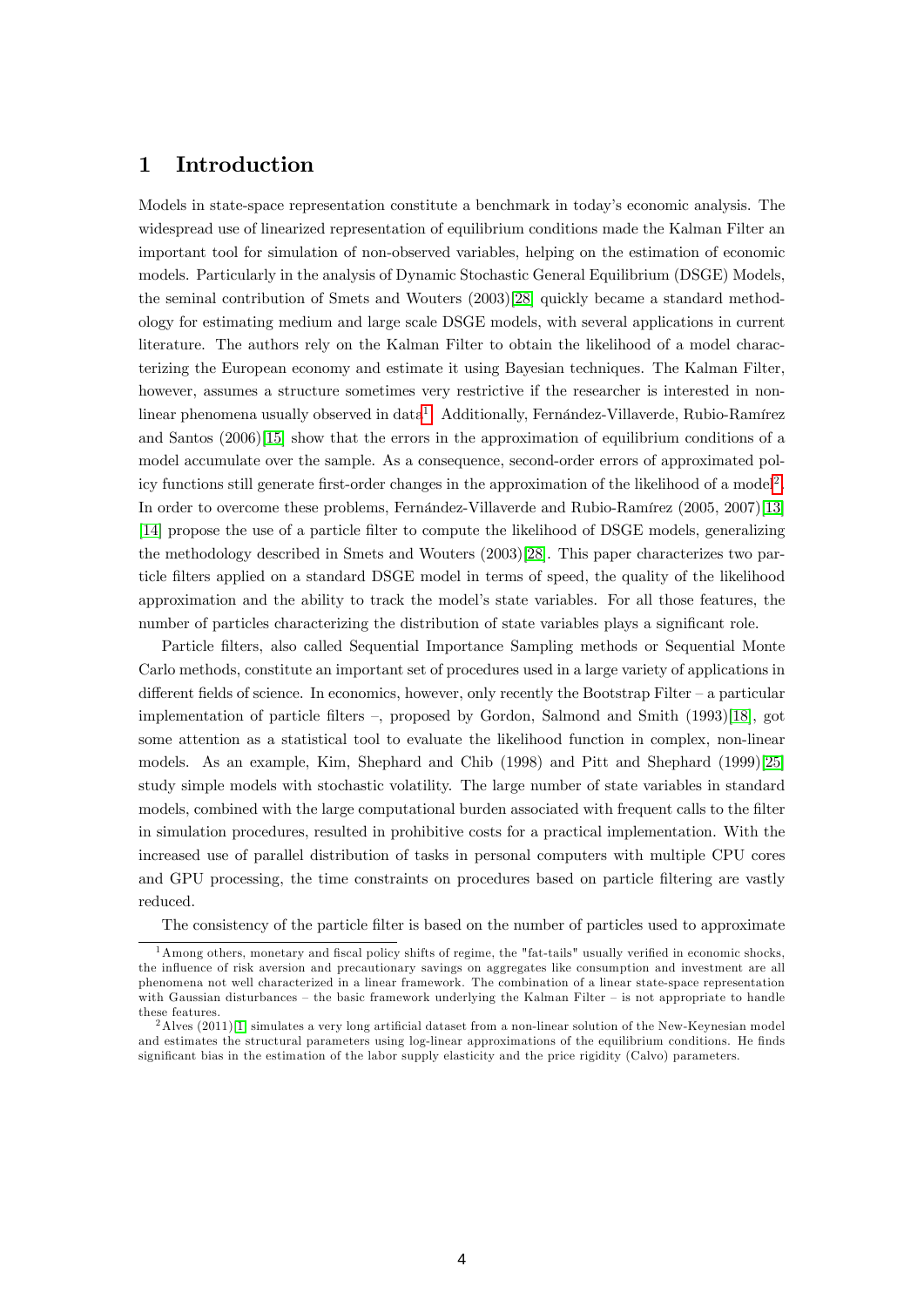# 1 Introduction

Models in state-space representation constitute a benchmark in today's economic analysis. The widespread use of linearized representation of equilibrium conditions made the Kalman Filter an important tool for simulation of non-observed variables, helping on the estimation of economic models. Particularly in the analysis of Dynamic Stochastic General Equilibrium (DSGE) Models, the seminal contribution of Smets and Wouters (2003)[28] quickly became a standard methodology for estimating medium and large scale DSGE models, with several applications in current literature. The authors rely on the Kalman Filter to obtain the likelihood of a model characterizing the European economy and estimate it using Bayesian techniques. The Kalman Filter, however, assumes a structure sometimes very restrictive if the researcher is interested in non-linear phenomena usually observed in data[1]. Additionally, Fernández-Villaverde, Rubio-Ramírez and Santos (2006)[15] show that the errors in the approximation of equilibrium conditions of a model accumulate over the sample. As a consequence, second-order errors of approximated policy functions still generate first-order changes in the approximation of the likelihood of a model[2]. In order to overcome these problems, Fernández-Villaverde and Rubio-Ramírez (2005, 2007)[13] [14] propose the use of a particle filter to compute the likelihood of DSGE models, generalizing the methodology described in Smets and Wouters (2003)[28]. This paper characterizes two particle filters applied on a standard DSGE model in terms of speed, the quality of the likelihood approximation and the ability to track the model's state variables. For all those features, the number of particles characterizing the distribution of state variables plays a significant role.

Particle filters, also called Sequential Importance Sampling methods or Sequential Monte Carlo methods, constitute an important set of procedures used in a large variety of applications in different fields of science. In economics, however, only recently the Bootstrap Filter – a particular implementation of particle filters –, proposed by Gordon, Salmond and Smith (1993)[18], got some attention as a statistical tool to evaluate the likelihood function in complex, non-linear models. As an example, Kim, Shephard and Chib (1998) and Pitt and Shephard (1999)[25] study simple models with stochastic volatility. The large number of state variables in standard models, combined with the large computational burden associated with frequent calls to the filter in simulation procedures, resulted in prohibitive costs for a practical implementation. With the increased use of parallel distribution of tasks in personal computers with multiple CPU cores and GPU processing, the time constraints on procedures based on particle filtering are vastly reduced.

The consistency of the particle filter is based on the number of particles used to approximate

[1] Among others, monetary and fiscal policy shifts of regime, the "fat-tails" usually verified in economic shocks, the influence of risk aversion and precautionary savings on aggregates like consumption and investment are all phenomena not well characterized in a linear framework. The combination of a linear state-space representation with Gaussian disturbances – the basic framework underlying the Kalman Filter – is not appropriate to handle these features.

[2] Alves (2011)[1] simulates a very long artificial dataset from a non-linear solution of the New-Keynesian model and estimates the structural parameters using log-linear approximations of the equilibrium conditions. He finds significant bias in the estimation of the labor supply elasticity and the price rigidity (Calvo) parameters.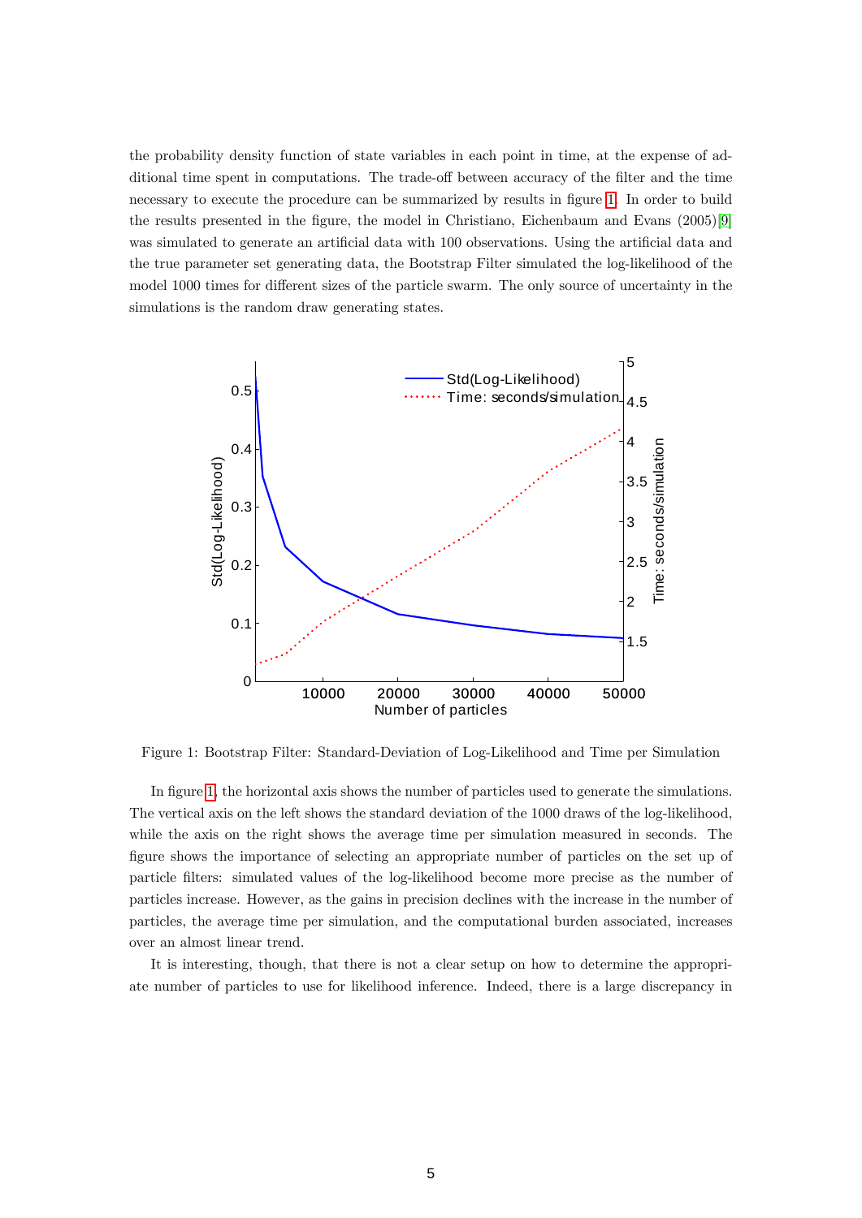the probability density function of state variables in each point in time, at the expense of additional time spent in computations. The trade-off between accuracy of the filter and the time necessary to execute the procedure can be summarized by results in figure 1. In order to build the results presented in the figure, the model in Christiano, Eichenbaum and Evans (2005)[9] was simulated to generate an artificial data with 100 observations. Using the artificial data and the true parameter set generating data, the Bootstrap Filter simulated the log-likelihood of the model 1000 times for different sizes of the particle swarm. The only source of uncertainty in the simulations is the random draw generating states.

Figure 1: Bootstrap Filter: Standard-Deviation of Log-Likelihood and Time per Simulation

In figure 1, the horizontal axis shows the number of particles used to generate the simulations. The vertical axis on the left shows the standard deviation of the 1000 draws of the log-likelihood, while the axis on the right shows the average time per simulation measured in seconds. The figure shows the importance of selecting an appropriate number of particles on the set up of particle filters: simulated values of the log-likelihood become more precise as the number of particles increase. However, as the gains in precision declines with the increase in the number of particles, the average time per simulation, and the computational burden associated, increases over an almost linear trend.

It is interesting, though, that there is not a clear setup on how to determine the appropriate number of particles to use for likelihood inference. Indeed, there is a large discrepancy in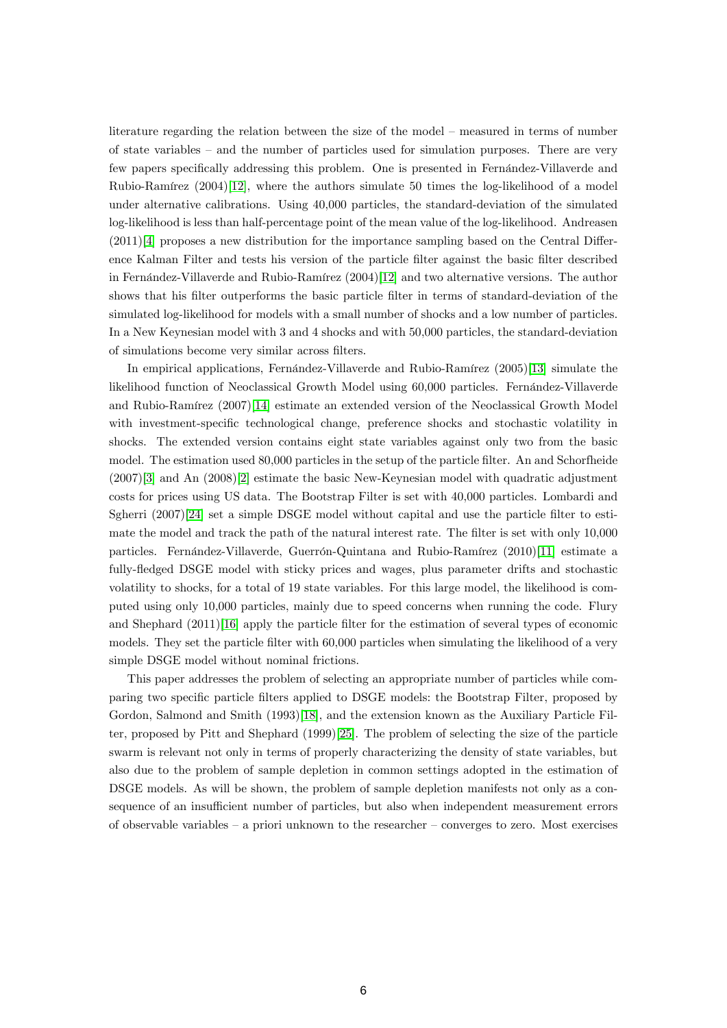literature regarding the relation between the size of the model – measured in terms of number of state variables – and the number of particles used for simulation purposes. There are very few papers specifically addressing this problem. One is presented in Fernández-Villaverde and Rubio-Ramírez (2004)[12], where the authors simulate 50 times the log-likelihood of a model under alternative calibrations. Using 40,000 particles, the standard-deviation of the simulated log-likelihood is less than half-percentage point of the mean value of the log-likelihood. Andreasen (2011)[4] proposes a new distribution for the importance sampling based on the Central Difference Kalman Filter and tests his version of the particle filter against the basic filter described in Fernández-Villaverde and Rubio-Ramírez (2004)[12] and two alternative versions. The author shows that his filter outperforms the basic particle filter in terms of standard-deviation of the simulated log-likelihood for models with a small number of shocks and a low number of particles. In a New Keynesian model with 3 and 4 shocks and with 50,000 particles, the standard-deviation of simulations become very similar across filters.

In empirical applications, Fernández-Villaverde and Rubio-Ramírez (2005)[13] simulate the likelihood function of Neoclassical Growth Model using 60,000 particles. Fernández-Villaverde and Rubio-Ramírez (2007)[14] estimate an extended version of the Neoclassical Growth Model with investment-specific technological change, preference shocks and stochastic volatility in shocks. The extended version contains eight state variables against only two from the basic model. The estimation used 80,000 particles in the setup of the particle filter. An and Schorfheide (2007)[3] and An (2008)[2] estimate the basic New-Keynesian model with quadratic adjustment costs for prices using US data. The Bootstrap Filter is set with 40,000 particles. Lombardi and Sgherri (2007)[24] set a simple DSGE model without capital and use the particle filter to estimate the model and track the path of the natural interest rate. The filter is set with only 10,000 particles. Fernández-Villaverde, Guerrón-Quintana and Rubio-Ramírez (2010)[11] estimate a fully-fledged DSGE model with sticky prices and wages, plus parameter drifts and stochastic volatility to shocks, for a total of 19 state variables. For this large model, the likelihood is computed using only 10,000 particles, mainly due to speed concerns when running the code. Flury and Shephard (2011)[16] apply the particle filter for the estimation of several types of economic models. They set the particle filter with 60,000 particles when simulating the likelihood of a very simple DSGE model without nominal frictions.

This paper addresses the problem of selecting an appropriate number of particles while comparing two specific particle filters applied to DSGE models: the Bootstrap Filter, proposed by Gordon, Salmond and Smith (1993)[18], and the extension known as the Auxiliary Particle Filter, proposed by Pitt and Shephard (1999)[25]. The problem of selecting the size of the particle swarm is relevant not only in terms of properly characterizing the density of state variables, but also due to the problem of sample depletion in common settings adopted in the estimation of DSGE models. As will be shown, the problem of sample depletion manifests not only as a consequence of an insufficient number of particles, but also when independent measurement errors of observable variables – a priori unknown to the researcher – converges to zero. Most exercises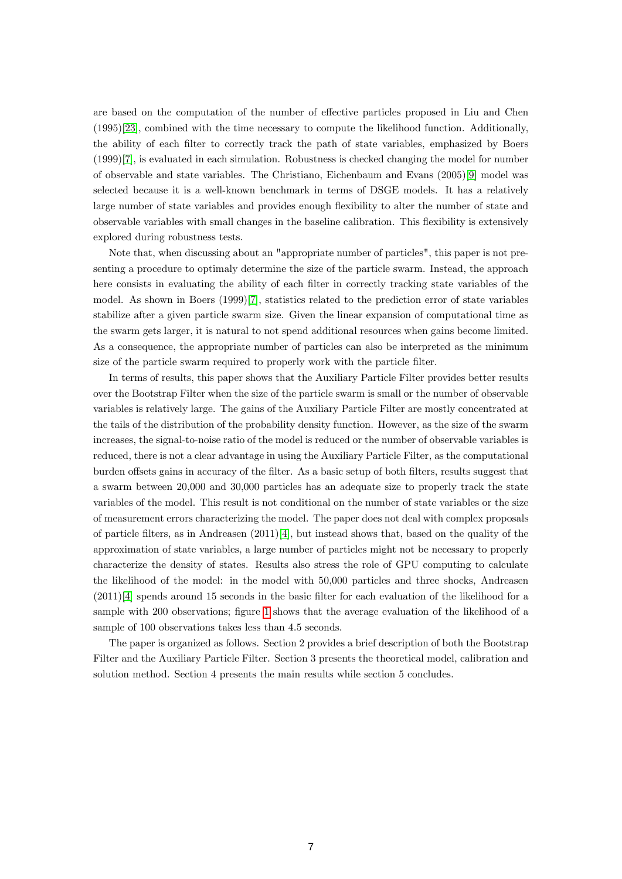are based on the computation of the number of effective particles proposed in Liu and Chen (1995)[23], combined with the time necessary to compute the likelihood function. Additionally, the ability of each filter to correctly track the path of state variables, emphasized by Boers (1999)[7], is evaluated in each simulation. Robustness is checked changing the model for number of observable and state variables. The Christiano, Eichenbaum and Evans (2005)[9] model was selected because it is a well-known benchmark in terms of DSGE models. It has a relatively large number of state variables and provides enough flexibility to alter the number of state and observable variables with small changes in the baseline calibration. This flexibility is extensively explored during robustness tests.

Note that, when discussing about an "appropriate number of particles", this paper is not presenting a procedure to optimaly determine the size of the particle swarm. Instead, the approach here consists in evaluating the ability of each filter in correctly tracking state variables of the model. As shown in Boers (1999)[7], statistics related to the prediction error of state variables stabilize after a given particle swarm size. Given the linear expansion of computational time as the swarm gets larger, it is natural to not spend additional resources when gains become limited. As a consequence, the appropriate number of particles can also be interpreted as the minimum size of the particle swarm required to properly work with the particle filter.

In terms of results, this paper shows that the Auxiliary Particle Filter provides better results over the Bootstrap Filter when the size of the particle swarm is small or the number of observable variables is relatively large. The gains of the Auxiliary Particle Filter are mostly concentrated at the tails of the distribution of the probability density function. However, as the size of the swarm increases, the signal-to-noise ratio of the model is reduced or the number of observable variables is reduced, there is not a clear advantage in using the Auxiliary Particle Filter, as the computational burden offsets gains in accuracy of the filter. As a basic setup of both filters, results suggest that a swarm between 20,000 and 30,000 particles has an adequate size to properly track the state variables of the model. This result is not conditional on the number of state variables or the size of measurement errors characterizing the model. The paper does not deal with complex proposals of particle filters, as in Andreasen (2011)[4], but instead shows that, based on the quality of the approximation of state variables, a large number of particles might not be necessary to properly characterize the density of states. Results also stress the role of GPU computing to calculate the likelihood of the model: in the model with 50,000 particles and three shocks, Andreasen (2011)[4] spends around 15 seconds in the basic filter for each evaluation of the likelihood for a sample with 200 observations; figure 1 shows that the average evaluation of the likelihood of a sample of 100 observations takes less than 4.5 seconds.

The paper is organized as follows. Section 2 provides a brief description of both the Bootstrap Filter and the Auxiliary Particle Filter. Section 3 presents the theoretical model, calibration and solution method. Section 4 presents the main results while section 5 concludes.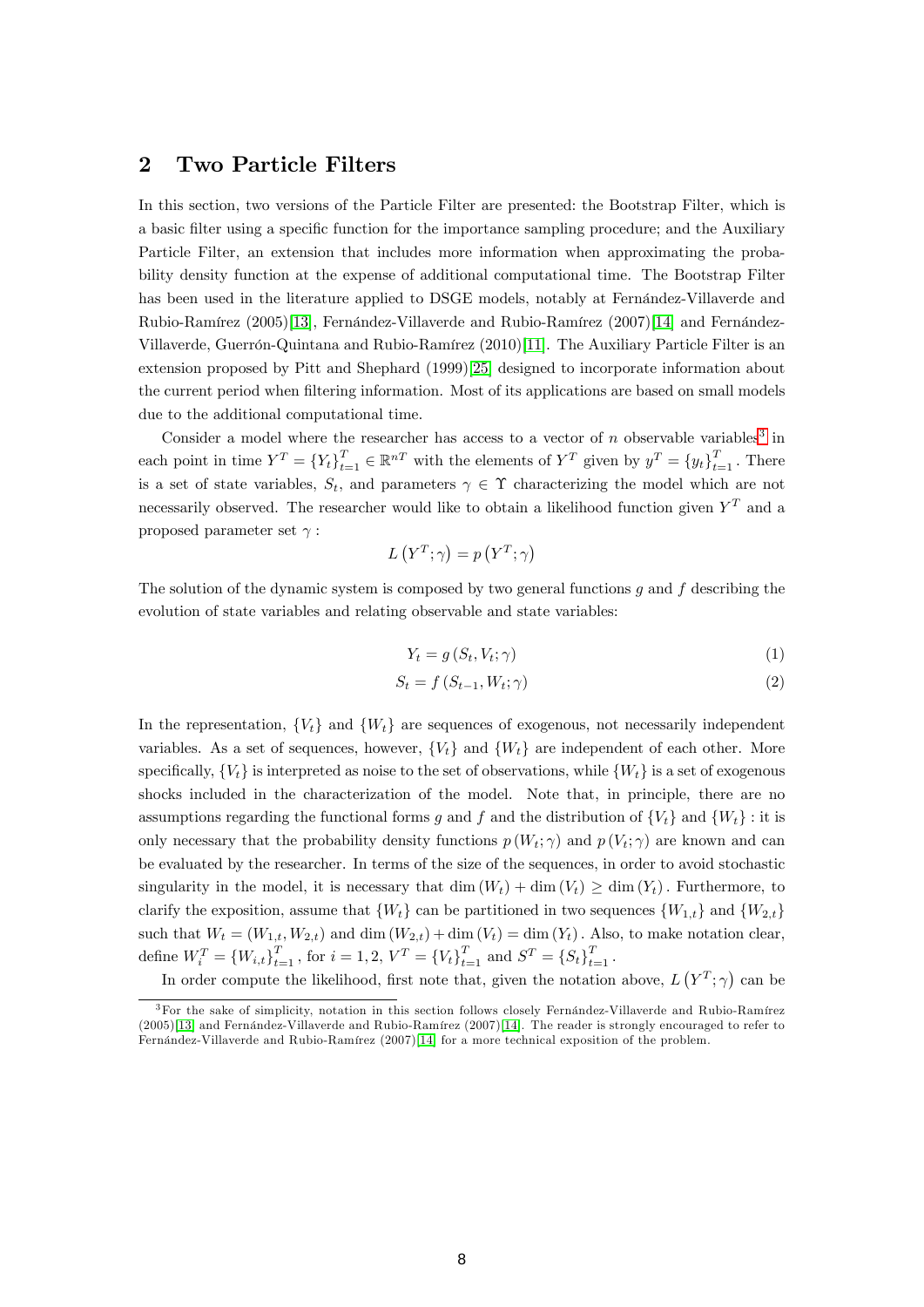## 2 Two Particle Filters

In this section, two versions of the Particle Filter are presented: the Bootstrap Filter, which is a basic filter using a specific function for the importance sampling procedure; and the Auxiliary Particle Filter, an extension that includes more information when approximating the probability density function at the expense of additional computational time. The Bootstrap Filter has been used in the literature applied to DSGE models, notably at Fernández-Villaverde and Rubio-Ramírez (2005)[13], Fernández-Villaverde and Rubio-Ramírez (2007)[14] and Fernández-Villaverde, Guerrón-Quintana and Rubio-Ramírez (2010)[11]. The Auxiliary Particle Filter is an extension proposed by Pitt and Shephard (1999)[25] designed to incorporate information about the current period when filtering information. Most of its applications are based on small models due to the additional computational time.

Consider a model where the researcher has access to a vector of $n$ observable variables[3] in each point in time $Y^T = \{Y_t\}_{t=1}^T \in \mathbb{R}^{nT}$ with the elements of $Y^T$ given by $y^T = \{y_t\}_{t=1}^T$. There is a set of state variables, $S_t$, and parameters $\gamma \in \Upsilon$ characterizing the model which are not necessarily observed. The researcher would like to obtain a likelihood function given $Y^T$ and a proposed parameter set $\gamma$:

$$L\left(Y^T;\gamma\right) = p\left(Y^T;\gamma\right)$$

The solution of the dynamic system is composed by two general functions $g$ and $f$ describing the evolution of state variables and relating observable and state variables:

$$Y_t = g\left(S_t, V_t; \gamma\right) \tag{1}$$

$$S_t = f\left(S_{t-1}, W_t; \gamma\right) \tag{2}$$

In the representation, $\{V_t\}$ and $\{W_t\}$ are sequences of exogenous, not necessarily independent variables. As a set of sequences, however, $\{V_t\}$ and $\{W_t\}$ are independent of each other. More specifically, $\{V_t\}$ is interpreted as noise to the set of observations, while $\{W_t\}$ is a set of exogenous shocks included in the characterization of the model. Note that, in principle, there are no assumptions regarding the functional forms $g$ and $f$ and the distribution of $\{V_t\}$ and $\{W_t\}$ : it is only necessary that the probability density functions $p\left(W_t;\gamma\right)$ and $p\left(V_t;\gamma\right)$ are known and can be evaluated by the researcher. In terms of the size of the sequences, in order to avoid stochastic singularity in the model, it is necessary that $\dim\left(W_t\right) + \dim\left(V_t\right) \geq \dim\left(Y_t\right)$. Furthermore, to clarify the exposition, assume that $\{W_t\}$ can be partitioned in two sequences $\{W_{1,t}\}$ and $\{W_{2,t}\}$ such that $W_t = \left(W_{1,t}, W_{2,t}\right)$ and $\dim\left(W_{2,t}\right) + \dim\left(V_t\right) = \dim\left(Y_t\right)$. Also, to make notation clear, define $W_i^T = \{W_{i,t}\}_{t=1}^T$, for $i = 1, 2$, $V^T = \{V_t\}_{t=1}^T$ and $S^T = \{S_t\}_{t=1}^T$.

In order compute the likelihood, first note that, given the notation above, $L\left(Y^T;\gamma\right)$ can be

[3] For the sake of simplicity, notation in this section follows closely Fernández-Villaverde and Rubio-Ramírez (2005)[13] and Fernández-Villaverde and Rubio-Ramírez (2007)[14]. The reader is strongly encouraged to refer to Fernández-Villaverde and Rubio-Ramírez (2007)[14] for a more technical exposition of the problem.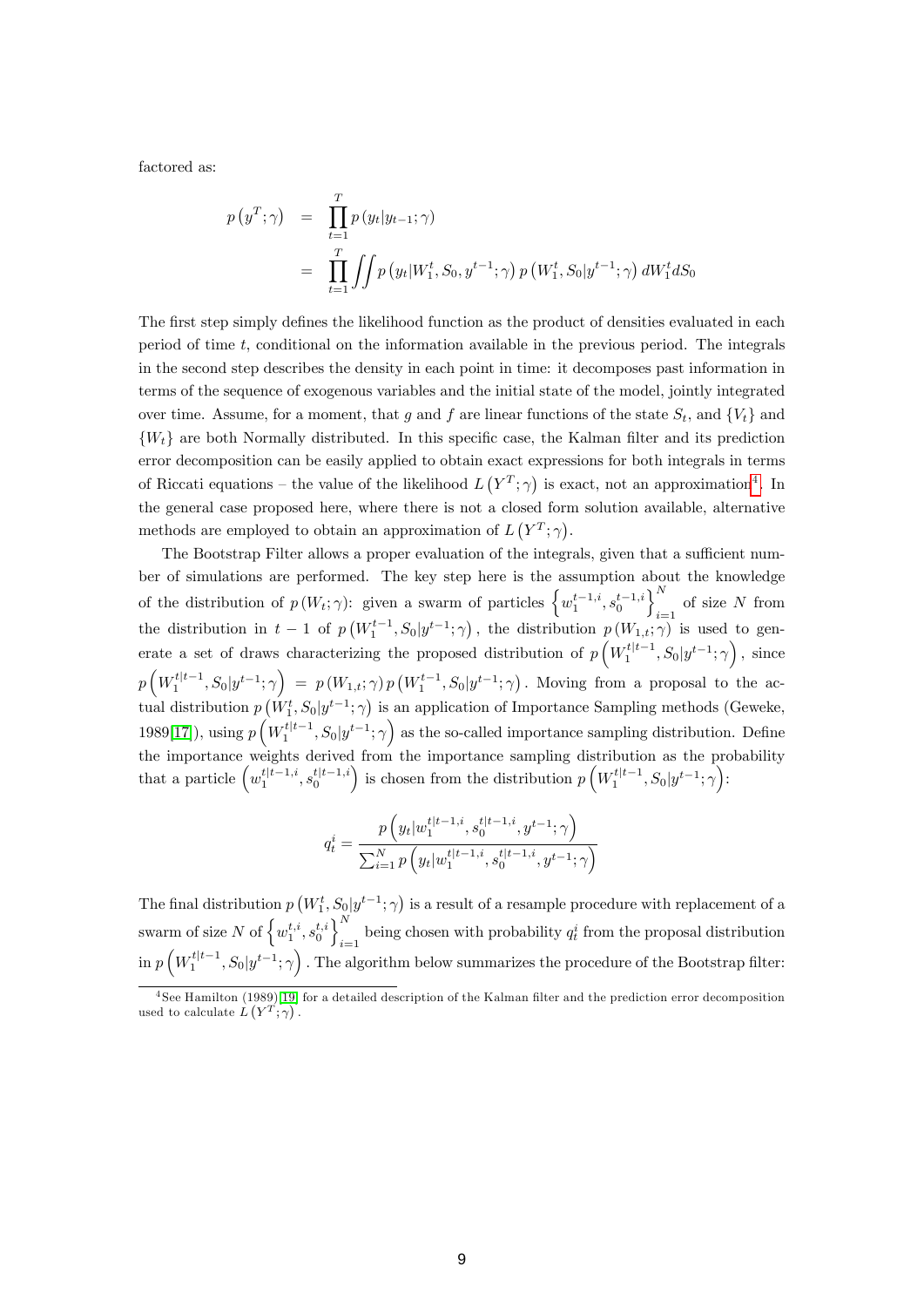factored as:

$$
\begin{aligned}
p\left(y^T;\gamma\right) &= \prod_{t=1}^{T} p\left(y_t|y_{t-1};\gamma\right) \\
&= \prod_{t=1}^{T} \iint p\left(y_t|W_1^t, S_0, y^{t-1};\gamma\right) p\left(W_1^t, S_0|y^{t-1};\gamma\right) dW_1^t dS_0
\end{aligned}
$$

The first step simply defines the likelihood function as the product of densities evaluated in each period of time $t$, conditional on the information available in the previous period. The integrals in the second step describes the density in each point in time: it decomposes past information in terms of the sequence of exogenous variables and the initial state of the model, jointly integrated over time. Assume, for a moment, that $g$ and $f$ are linear functions of the state $S_t$, and $\{V_t\}$ and $\{W_t\}$ are both Normally distributed. In this specific case, the Kalman filter and its prediction error decomposition can be easily applied to obtain exact expressions for both integrals in terms of Riccati equations – the value of the likelihood $L\left(Y^T;\gamma\right)$ is exact, not an approximation[4]. In the general case proposed here, where there is not a closed form solution available, alternative methods are employed to obtain an approximation of $L\left(Y^T;\gamma\right)$.

The Bootstrap Filter allows a proper evaluation of the integrals, given that a sufficient number of simulations are performed. The key step here is the assumption about the knowledge of the distribution of $p\left(W_t;\gamma\right)$: given a swarm of particles $\left\{w_1^{t-1,i}, s_0^{t-1,i}\right\}_{i=1}^{N}$ of size $N$ from the distribution in $t-1$ of $p\left(W_1^{t-1}, S_0|y^{t-1};\gamma\right)$, the distribution $p\left(W_{1,t};\gamma\right)$ is used to generate a set of draws characterizing the proposed distribution of $p\left(W_1^{t|t-1}, S_0|y^{t-1};\gamma\right)$, since $p\left(W_1^{t|t-1}, S_0|y^{t-1};\gamma\right) = p\left(W_{1,t};\gamma\right) p\left(W_1^{t-1}, S_0|y^{t-1};\gamma\right)$. Moving from a proposal to the actual distribution $p\left(W_1^t, S_0|y^{t-1};\gamma\right)$ is an application of Importance Sampling methods (Geweke, 1989[17]), using $p\left(W_1^{t|t-1}, S_0|y^{t-1};\gamma\right)$ as the so-called importance sampling distribution. Define the importance weights derived from the importance sampling distribution as the probability that a particle $\left(w_1^{t|t-1,i}, s_0^{t|t-1,i}\right)$ is chosen from the distribution $p\left(W_1^{t|t-1}, S_0|y^{t-1};\gamma\right)$:

$$
q_t^i = \frac{p\left(y_t|w_1^{t|t-1,i}, s_0^{t|t-1,i}, y^{t-1};\gamma\right)}{\sum_{i=1}^{N} p\left(y_t|w_1^{t|t-1,i}, s_0^{t|t-1,i}, y^{t-1};\gamma\right)}
$$

The final distribution $p\left(W_1^t, S_0|y^{t-1};\gamma\right)$ is a result of a resample procedure with replacement of a swarm of size $N$ of $\left\{w_1^{t,i}, s_0^{t,i}\right\}_{i=1}^{N}$ being chosen with probability $q_t^i$ from the proposal distribution in $p\left(W_1^{t|t-1}, S_0|y^{t-1};\gamma\right)$. The algorithm below summarizes the procedure of the Bootstrap filter:

[4] See Hamilton (1989)[19] for a detailed description of the Kalman filter and the prediction error decomposition used to calculate $L\left(Y^T;\gamma\right)$.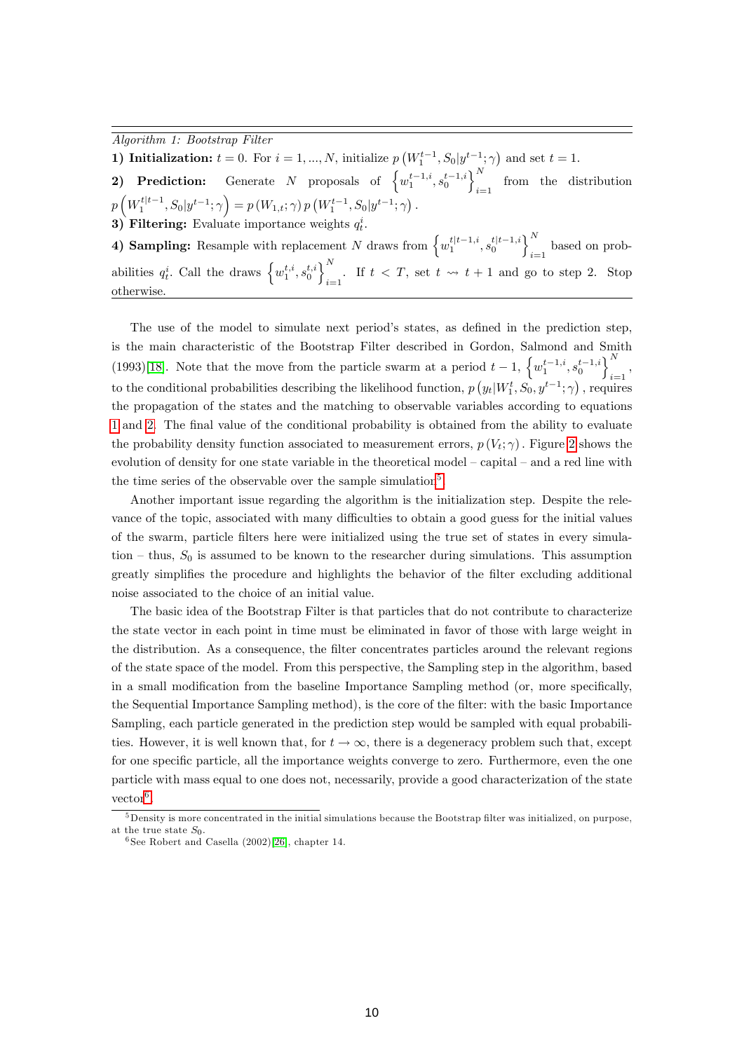*Algorithm 1: Bootstrap Filter*

**1) Initialization:** $t = 0$. For $i = 1, ..., N$, initialize $p\left(W_1^{t-1}, S_0|y^{t-1};\gamma\right)$ and set $t = 1$.

**2) Prediction:** Generate $N$ proposals of $\left\{w_1^{t-1,i}, s_0^{t-1,i}\right\}_{i=1}^{N}$ from the distribution $p\left(W_1^{t|t-1}, S_0|y^{t-1};\gamma\right) = p\left(W_{1,t};\gamma\right) p\left(W_1^{t-1}, S_0|y^{t-1};\gamma\right).$

**3) Filtering:** Evaluate importance weights $q_t^i$.

**4) Sampling:** Resample with replacement $N$ draws from $\left\{w_1^{t|t-1,i}, s_0^{t|t-1,i}\right\}_{i=1}^{N}$ based on probabilities $q_t^i$. Call the draws $\left\{w_1^{t,i}, s_0^{t,i}\right\}_{i=1}^{N}$. If $t < T$, set $t \rightsquigarrow t+1$ and go to step 2. Stop otherwise.

The use of the model to simulate next period's states, as defined in the prediction step, is the main characteristic of the Bootstrap Filter described in Gordon, Salmond and Smith (1993)[18]. Note that the move from the particle swarm at a period $t-1$, $\left\{w_1^{t-1,i}, s_0^{t-1,i}\right\}_{i=1}^{N}$, to the conditional probabilities describing the likelihood function, $p\left(y_t|W_1^t, S_0, y^{t-1};\gamma\right)$, requires the propagation of the states and the matching to observable variables according to equations 1 and 2. The final value of the conditional probability is obtained from the ability to evaluate the probability density function associated to measurement errors, $p\left(V_t;\gamma\right)$. Figure 2 shows the evolution of density for one state variable in the theoretical model – capital – and a red line with the time series of the observable over the sample simulation[5].

Another important issue regarding the algorithm is the initialization step. Despite the relevance of the topic, associated with many difficulties to obtain a good guess for the initial values of the swarm, particle filters here were initialized using the true set of states in every simulation – thus, $S_0$ is assumed to be known to the researcher during simulations. This assumption greatly simplifies the procedure and highlights the behavior of the filter excluding additional noise associated to the choice of an initial value.

The basic idea of the Bootstrap Filter is that particles that do not contribute to characterize the state vector in each point in time must be eliminated in favor of those with large weight in the distribution. As a consequence, the filter concentrates particles around the relevant regions of the state space of the model. From this perspective, the Sampling step in the algorithm, based in a small modification from the baseline Importance Sampling method (or, more specifically, the Sequential Importance Sampling method), is the core of the filter: with the basic Importance Sampling, each particle generated in the prediction step would be sampled with equal probabilities. However, it is well known that, for $t \rightarrow \infty$, there is a degeneracy problem such that, except for one specific particle, all the importance weights converge to zero. Furthermore, even the one particle with mass equal to one does not, necessarily, provide a good characterization of the state vector[6].

[5] Density is more concentrated in the initial simulations because the Bootstrap filter was initialized, on purpose, at the true state $S_0$.

[6] See Robert and Casella (2002)[26], chapter 14.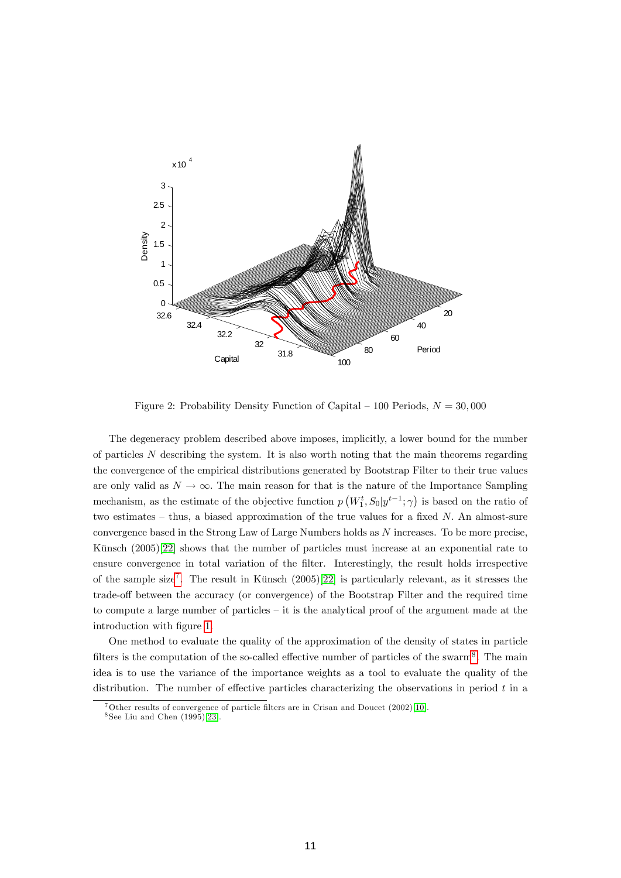Figure 2: Probability Density Function of Capital – 100 Periods, $N = 30,000$

The degeneracy problem described above imposes, implicitly, a lower bound for the number of particles $N$ describing the system. It is also worth noting that the main theorems regarding the convergence of the empirical distributions generated by Bootstrap Filter to their true values are only valid as $N \to \infty$. The main reason for that is the nature of the Importance Sampling mechanism, as the estimate of the objective function $p\left(W_1^t, S_0|y^{t-1};\gamma\right)$ is based on the ratio of two estimates – thus, a biased approximation of the true values for a fixed $N$. An almost-sure convergence based in the Strong Law of Large Numbers holds as $N$ increases. To be more precise, Künsch (2005)[22] shows that the number of particles must increase at an exponential rate to ensure convergence in total variation of the filter. Interestingly, the result holds irrespective of the sample size[7]. The result in Künsch (2005)[22] is particularly relevant, as it stresses the trade-off between the accuracy (or convergence) of the Bootstrap Filter and the required time to compute a large number of particles – it is the analytical proof of the argument made at the introduction with figure 1.

One method to evaluate the quality of the approximation of the density of states in particle filters is the computation of the so-called effective number of particles of the swarm[8]. The main idea is to use the variance of the importance weights as a tool to evaluate the quality of the distribution. The number of effective particles characterizing the observations in period $t$ in a

[7] Other results of convergence of particle filters are in Crisan and Doucet (2002)[10].

[8] See Liu and Chen (1995)[23].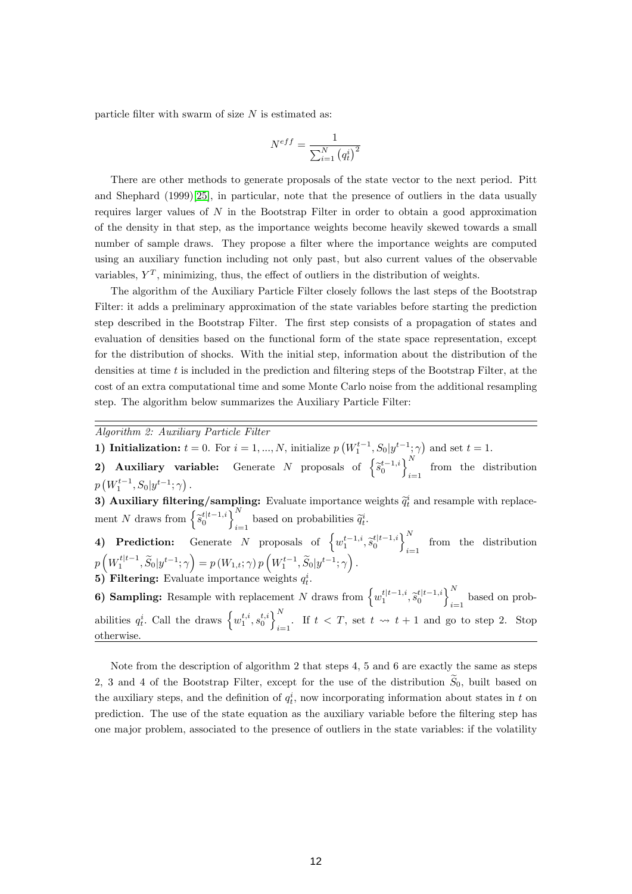particle filter with swarm of size $N$ is estimated as:

$$N^{eff} = \frac{1}{\sum_{i=1}^{N} \left(q_t^i\right)^2}$$

There are other methods to generate proposals of the state vector to the next period. Pitt and Shephard (1999)[25], in particular, note that the presence of outliers in the data usually requires larger values of $N$ in the Bootstrap Filter in order to obtain a good approximation of the density in that step, as the importance weights become heavily skewed towards a small number of sample draws. They propose a filter where the importance weights are computed using an auxiliary function including not only past, but also current values of the observable variables, $Y^T$, minimizing, thus, the effect of outliers in the distribution of weights.

The algorithm of the Auxiliary Particle Filter closely follows the last steps of the Bootstrap Filter: it adds a preliminary approximation of the state variables before starting the prediction step described in the Bootstrap Filter. The first step consists of a propagation of states and evaluation of densities based on the functional form of the state space representation, except for the distribution of shocks. With the initial step, information about the distribution of the densities at time $t$ is included in the prediction and filtering steps of the Bootstrap Filter, at the cost of an extra computational time and some Monte Carlo noise from the additional resampling step. The algorithm below summarizes the Auxiliary Particle Filter:

---

*Algorithm 2: Auxiliary Particle Filter*

**1) Initialization:** $t = 0$. For $i = 1, ..., N$, initialize $p\left(W_1^{t-1}, S_0 | y^{t-1}; \gamma\right)$ and set $t = 1$.

**2) Auxiliary variable:** Generate $N$ proposals of $\left\{\widetilde{s}_0^{t-1,i}\right\}_{i=1}^{N}$ from the distribution $p\left(W_1^{t-1}, S_0 | y^{t-1}; \gamma\right)$.

**3) Auxiliary filtering/sampling:** Evaluate importance weights $\widetilde{q}_t^i$ and resample with replacement $N$ draws from $\left\{\widetilde{s}_0^{t|t-1,i}\right\}_{i=1}^{N}$ based on probabilities $\widetilde{q}_t^i$.

**4) Prediction:** Generate $N$ proposals of $\left\{w_1^{t-1,i}, \widetilde{s}_0^{t|t-1,i}\right\}_{i=1}^{N}$ from the distribution $p\left(W_1^{t|t-1}, \widetilde{S}_0 | y^{t-1}; \gamma\right) = p\left(W_{1,t}; \gamma\right) p\left(W_1^{t-1}, \widetilde{S}_0 | y^{t-1}; \gamma\right)$.

**5) Filtering:** Evaluate importance weights $q_t^i$.

**6) Sampling:** Resample with replacement $N$ draws from $\left\{w_1^{t|t-1,i}, \widetilde{s}_0^{t|t-1,i}\right\}_{i=1}^{N}$ based on probabilities $q_t^i$. Call the draws $\left\{w_1^{t,i}, s_0^{t,i}\right\}_{i=1}^{N}$. If $t < T$, set $t \rightsquigarrow t+1$ and go to step 2. Stop otherwise.

---

Note from the description of algorithm 2 that steps 4, 5 and 6 are exactly the same as steps 2, 3 and 4 of the Bootstrap Filter, except for the use of the distribution $\widetilde{S}_0$, built based on the auxiliary steps, and the definition of $q_t^i$, now incorporating information about states in $t$ on prediction. The use of the state equation as the auxiliary variable before the filtering step has one major problem, associated to the presence of outliers in the state variables: if the volatility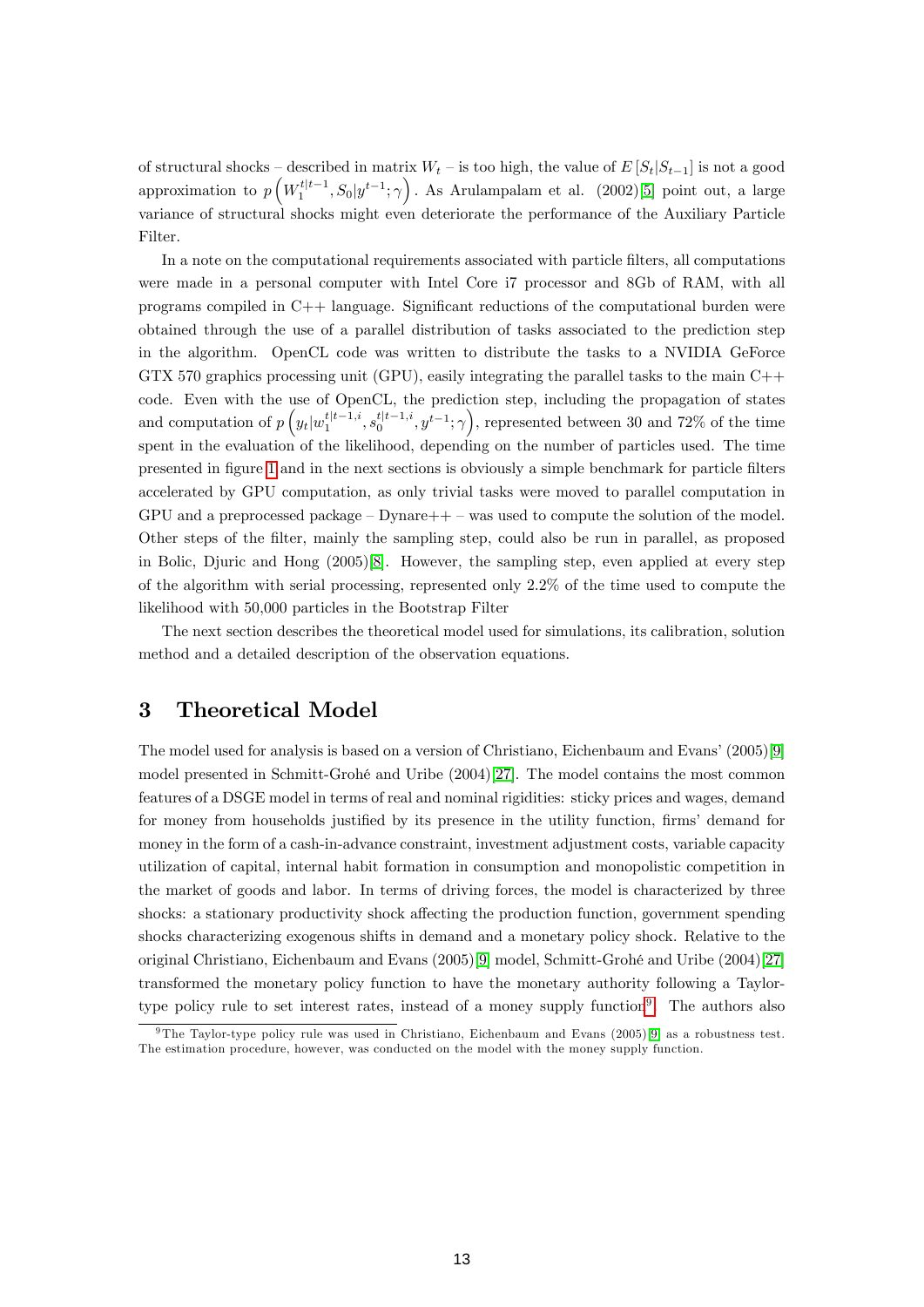of structural shocks – described in matrix $W_t$ – is too high, the value of $E[S_t|S_{t-1}]$ is not a good approximation to $p\left(W_1^{t|t-1}, S_0|y^{t-1};\gamma\right)$. As Arulampalam et al. (2002)[5] point out, a large variance of structural shocks might even deteriorate the performance of the Auxiliary Particle Filter.

In a note on the computational requirements associated with particle filters, all computations were made in a personal computer with Intel Core i7 processor and 8Gb of RAM, with all programs compiled in C++ language. Significant reductions of the computational burden were obtained through the use of a parallel distribution of tasks associated to the prediction step in the algorithm. OpenCL code was written to distribute the tasks to a NVIDIA GeForce GTX 570 graphics processing unit (GPU), easily integrating the parallel tasks to the main C++ code. Even with the use of OpenCL, the prediction step, including the propagation of states and computation of $p\left(y_t|w_1^{t|t-1,i}, s_0^{t|t-1,i}, y^{t-1};\gamma\right)$, represented between 30 and 72% of the time spent in the evaluation of the likelihood, depending on the number of particles used. The time presented in figure 1 and in the next sections is obviously a simple benchmark for particle filters accelerated by GPU computation, as only trivial tasks were moved to parallel computation in GPU and a preprocessed package – Dynare++ – was used to compute the solution of the model. Other steps of the filter, mainly the sampling step, could also be run in parallel, as proposed in Bolic, Djuric and Hong (2005)[8]. However, the sampling step, even applied at every step of the algorithm with serial processing, represented only 2.2% of the time used to compute the likelihood with 50,000 particles in the Bootstrap Filter

The next section describes the theoretical model used for simulations, its calibration, solution method and a detailed description of the observation equations.

# 3 Theoretical Model

The model used for analysis is based on a version of Christiano, Eichenbaum and Evans' (2005)[9] model presented in Schmitt-Grohé and Uribe (2004)[27]. The model contains the most common features of a DSGE model in terms of real and nominal rigidities: sticky prices and wages, demand for money from households justified by its presence in the utility function, firms' demand for money in the form of a cash-in-advance constraint, investment adjustment costs, variable capacity utilization of capital, internal habit formation in consumption and monopolistic competition in the market of goods and labor. In terms of driving forces, the model is characterized by three shocks: a stationary productivity shock affecting the production function, government spending shocks characterizing exogenous shifts in demand and a monetary policy shock. Relative to the original Christiano, Eichenbaum and Evans (2005)[9] model, Schmitt-Grohé and Uribe (2004)[27] transformed the monetary policy function to have the monetary authority following a Taylor-type policy rule to set interest rates, instead of a money supply function[9]. The authors also

[9] The Taylor-type policy rule was used in Christiano, Eichenbaum and Evans (2005)[9] as a robustness test. The estimation procedure, however, was conducted on the model with the money supply function.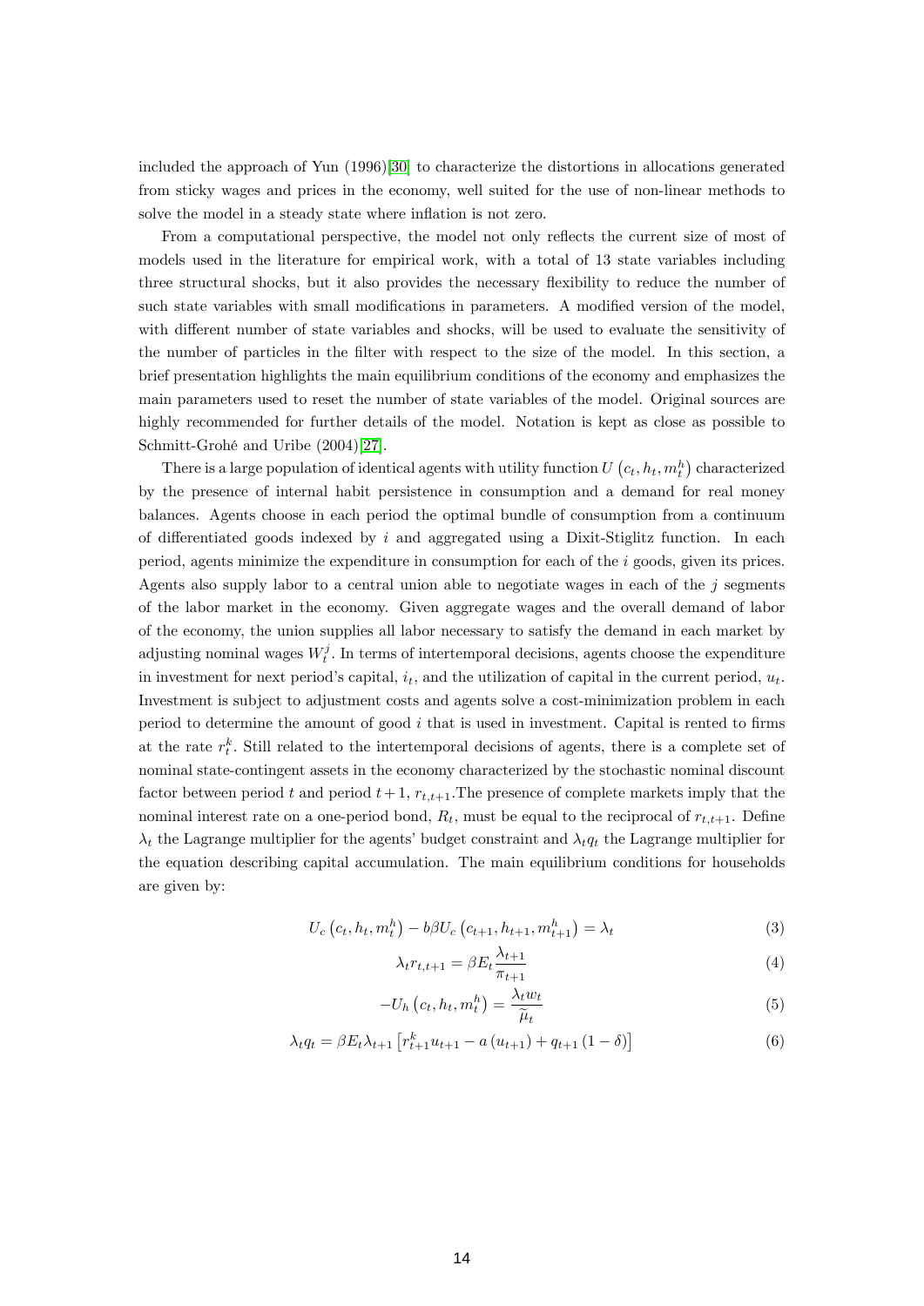included the approach of Yun (1996)[30] to characterize the distortions in allocations generated from sticky wages and prices in the economy, well suited for the use of non-linear methods to solve the model in a steady state where inflation is not zero.

From a computational perspective, the model not only reflects the current size of most of models used in the literature for empirical work, with a total of 13 state variables including three structural shocks, but it also provides the necessary flexibility to reduce the number of such state variables with small modifications in parameters. A modified version of the model, with different number of state variables and shocks, will be used to evaluate the sensitivity of the number of particles in the filter with respect to the size of the model. In this section, a brief presentation highlights the main equilibrium conditions of the economy and emphasizes the main parameters used to reset the number of state variables of the model. Original sources are highly recommended for further details of the model. Notation is kept as close as possible to Schmitt-Grohé and Uribe (2004)[27].

There is a large population of identical agents with utility function $U\left(c_t, h_t, m_t^h\right)$ characterized by the presence of internal habit persistence in consumption and a demand for real money balances. Agents choose in each period the optimal bundle of consumption from a continuum of differentiated goods indexed by $i$ and aggregated using a Dixit-Stiglitz function. In each period, agents minimize the expenditure in consumption for each of the $i$ goods, given its prices. Agents also supply labor to a central union able to negotiate wages in each of the $j$ segments of the labor market in the economy. Given aggregate wages and the overall demand of labor of the economy, the union supplies all labor necessary to satisfy the demand in each market by adjusting nominal wages $W_t^j$. In terms of intertemporal decisions, agents choose the expenditure in investment for next period's capital, $i_t$, and the utilization of capital in the current period, $u_t$. Investment is subject to adjustment costs and agents solve a cost-minimization problem in each period to determine the amount of good $i$ that is used in investment. Capital is rented to firms at the rate $r_t^k$. Still related to the intertemporal decisions of agents, there is a complete set of nominal state-contingent assets in the economy characterized by the stochastic nominal discount factor between period $t$ and period $t+1$, $r_{t,t+1}$.The presence of complete markets imply that the nominal interest rate on a one-period bond, $R_t$, must be equal to the reciprocal of $r_{t,t+1}$. Define $\lambda_t$ the Lagrange multiplier for the agents' budget constraint and $\lambda_t q_t$ the Lagrange multiplier for the equation describing capital accumulation. The main equilibrium conditions for households are given by:

$$U_c\left(c_t, h_t, m_t^h\right) - b\beta U_c\left(c_{t+1}, h_{t+1}, m_{t+1}^h\right) = \lambda_t \tag{3}$$

$$\lambda_t r_{t,t+1} = \beta E_t \frac{\lambda_{t+1}}{\pi_{t+1}} \tag{4}$$

$$-U_h\left(c_t, h_t, m_t^h\right) = \frac{\lambda_t w_t}{\widetilde{\mu}_t} \tag{5}$$

$$\lambda_t q_t = \beta E_t \lambda_{t+1}\left[r_{t+1}^k u_{t+1} - a\left(u_{t+1}\right) + q_{t+1}\left(1-\delta\right)\right] \tag{6}$$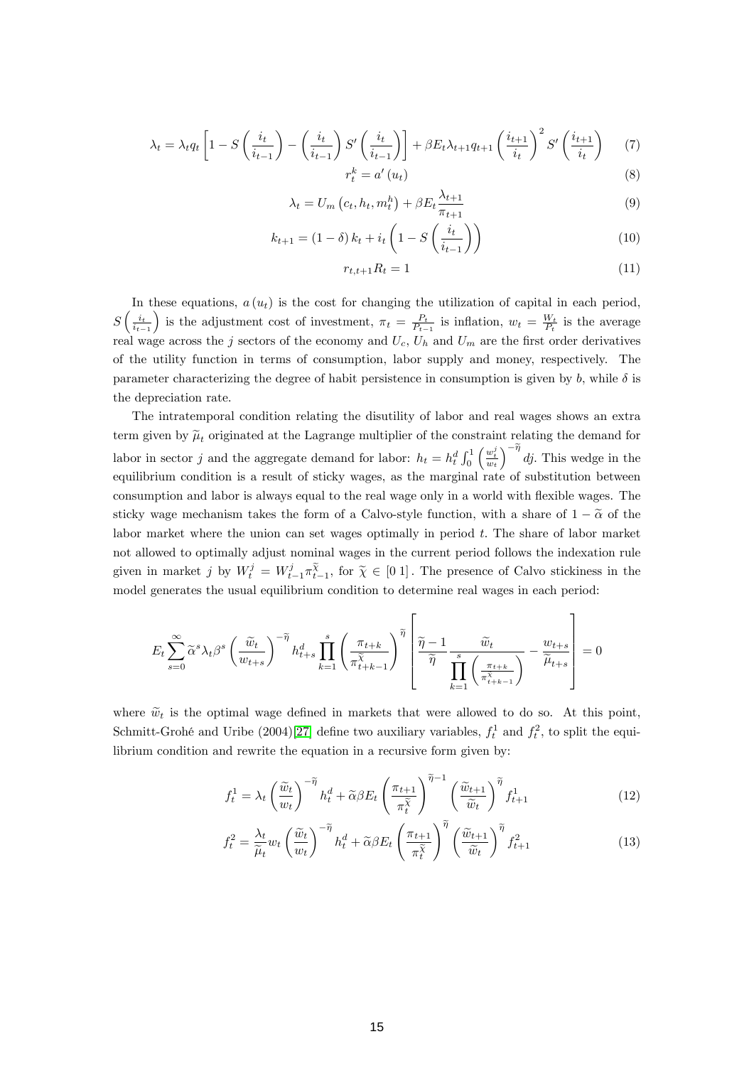$$\lambda_t = \lambda_t q_t \left[1 - S\left(\frac{i_t}{i_{t-1}}\right) - \left(\frac{i_t}{i_{t-1}}\right) S'\left(\frac{i_t}{i_{t-1}}\right)\right] + \beta E_t \lambda_{t+1} q_{t+1} \left(\frac{i_{t+1}}{i_t}\right)^2 S'\left(\frac{i_{t+1}}{i_t}\right) \quad (7)$$

$$r_t^k = a'(u_t) \quad (8)$$

$$\lambda_t = U_m\left(c_t, h_t, m_t^h\right) + \beta E_t \frac{\lambda_{t+1}}{\pi_{t+1}} \quad (9)$$

$$k_{t+1} = (1-\delta) k_t + i_t \left(1 - S\left(\frac{i_t}{i_{t-1}}\right)\right) \quad (10)$$

$$r_{t,t+1} R_t = 1 \quad (11)$$

In these equations, $a(u_t)$ is the cost for changing the utilization of capital in each period, $S\left(\frac{i_t}{i_{t-1}}\right)$ is the adjustment cost of investment, $\pi_t = \frac{P_t}{P_{t-1}}$ is inflation, $w_t = \frac{W_t}{P_t}$ is the average real wage across the $j$ sectors of the economy and $U_c$, $U_h$ and $U_m$ are the first order derivatives of the utility function in terms of consumption, labor supply and money, respectively. The parameter characterizing the degree of habit persistence in consumption is given by $b$, while $\delta$ is the depreciation rate.

The intratemporal condition relating the disutility of labor and real wages shows an extra term given by $\widetilde{\mu}_t$ originated at the Lagrange multiplier of the constraint relating the demand for labor in sector $j$ and the aggregate demand for labor: $h_t = h_t^d \int_0^1 \left(\frac{w_t^j}{w_t}\right)^{-\widetilde{\eta}} dj$. This wedge in the equilibrium condition is a result of sticky wages, as the marginal rate of substitution between consumption and labor is always equal to the real wage only in a world with flexible wages. The sticky wage mechanism takes the form of a Calvo-style function, with a share of $1-\widetilde{\alpha}$ of the labor market where the union can set wages optimally in period $t$. The share of labor market not allowed to optimally adjust nominal wages in the current period follows the indexation rule given in market $j$ by $W_t^j = W_{t-1}^j \pi_{t-1}^{\widetilde{\chi}}$, for $\widetilde{\chi} \in [0\ 1]$. The presence of Calvo stickiness in the model generates the usual equilibrium condition to determine real wages in each period:

$$E_t \sum_{s=0}^{\infty} \widetilde{\alpha}^s \lambda_t \beta^s \left(\frac{\widetilde{w}_t}{w_{t+s}}\right)^{-\widetilde{\eta}} h_{t+s}^d \prod_{k=1}^{s} \left(\frac{\pi_{t+k}}{\pi_{t+k-1}^{\widetilde{\chi}}}\right)^{\widetilde{\eta}} \left[\frac{\widetilde{\eta}-1}{\widetilde{\eta}} \frac{\widetilde{w}_t}{\prod_{k=1}^{s}\left(\frac{\pi_{t+k}}{\pi_{t+k-1}^{\widetilde{\chi}}}\right)} - \frac{w_{t+s}}{\widetilde{\mu}_{t+s}}\right] = 0$$

where $\widetilde{w}_t$ is the optimal wage defined in markets that were allowed to do so. At this point, Schmitt-Grohé and Uribe (2004)[27] define two auxiliary variables, $f_t^1$ and $f_t^2$, to split the equilibrium condition and rewrite the equation in a recursive form given by:

$$f_t^1 = \lambda_t \left(\frac{\widetilde{w}_t}{w_t}\right)^{-\widetilde{\eta}} h_t^d + \widetilde{\alpha}\beta E_t \left(\frac{\pi_{t+1}}{\pi_t^{\widetilde{\chi}}}\right)^{\widetilde{\eta}-1} \left(\frac{\widetilde{w}_{t+1}}{\widetilde{w}_t}\right)^{\widetilde{\eta}} f_{t+1}^1 \quad (12)$$

$$f_t^2 = \frac{\lambda_t}{\widetilde{\mu}_t} w_t \left(\frac{\widetilde{w}_t}{w_t}\right)^{-\widetilde{\eta}} h_t^d + \widetilde{\alpha}\beta E_t \left(\frac{\pi_{t+1}}{\pi_t^{\widetilde{\chi}}}\right)^{\widetilde{\eta}} \left(\frac{\widetilde{w}_{t+1}}{\widetilde{w}_t}\right)^{\widetilde{\eta}} f_{t+1}^2 \quad (13)$$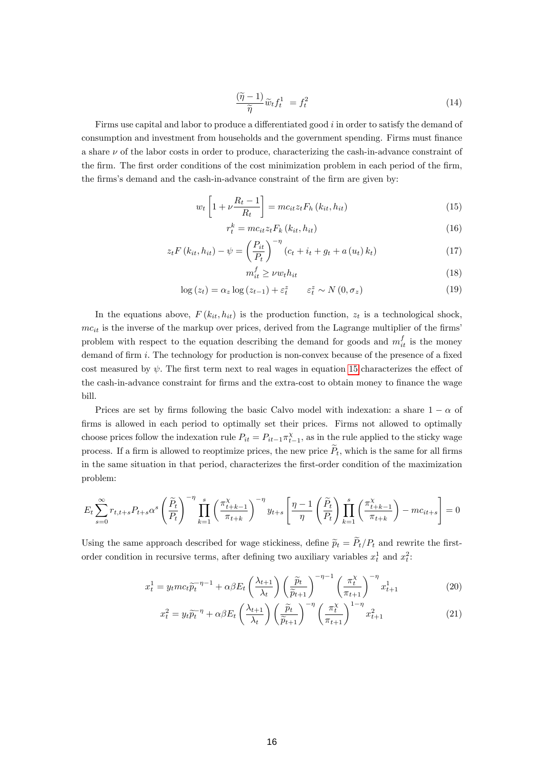$$\frac{(\widetilde{\eta}-1)}{\widetilde{\eta}}\widetilde{w}_t f_t^1 \;= f_t^2 \tag{14}$$

Firms use capital and labor to produce a differentiated good $i$ in order to satisfy the demand of consumption and investment from households and the government spending. Firms must finance a share $\nu$ of the labor costs in order to produce, characterizing the cash-in-advance constraint of the firm. The first order conditions of the cost minimization problem in each period of the firm, the firms's demand and the cash-in-advance constraint of the firm are given by:

$$w_t\left[1+\nu\frac{R_t-1}{R_t}\right] = mc_{it}z_t F_h\left(k_{it},h_{it}\right) \tag{15}$$

$$r_t^k = mc_{it}z_t F_k\left(k_{it},h_{it}\right) \tag{16}$$

$$z_t F\left(k_{it},h_{it}\right)-\psi = \left(\frac{P_{it}}{P_t}\right)^{-\eta}\left(c_t+i_t+g_t+a\left(u_t\right)k_t\right) \tag{17}$$

$$m_{it}^f \geq \nu w_t h_{it} \tag{18}$$

$$\log\left(z_t\right) = \alpha_z \log\left(z_{t-1}\right)+\varepsilon_t^z \qquad \varepsilon_t^z \sim N\left(0,\sigma_z\right) \tag{19}$$

In the equations above, $F\left(k_{it},h_{it}\right)$ is the production function, $z_t$ is a technological shock, $mc_{it}$ is the inverse of the markup over prices, derived from the Lagrange multiplier of the firms' problem with respect to the equation describing the demand for goods and $m_{it}^f$ is the money demand of firm $i$. The technology for production is non-convex because of the presence of a fixed cost measured by $\psi$. The first term next to real wages in equation 15 characterizes the effect of the cash-in-advance constraint for firms and the extra-cost to obtain money to finance the wage bill.

Prices are set by firms following the basic Calvo model with indexation: a share $1-\alpha$ of firms is allowed in each period to optimally set their prices. Firms not allowed to optimally choose prices follow the indexation rule $P_{it} = P_{it-1}\pi_{t-1}^{\chi}$, as in the rule applied to the sticky wage process. If a firm is allowed to reoptimize prices, the new price $\widetilde{P}_t$, which is the same for all firms in the same situation in that period, characterizes the first-order condition of the maximization problem:

$$E_t\sum_{s=0}^{\infty} r_{t,t+s}P_{t+s}\alpha^s\left(\frac{\widetilde{P}_t}{P_t}\right)^{-\eta}\prod_{k=1}^{s}\left(\frac{\pi_{t+k-1}^{\chi}}{\pi_{t+k}}\right)^{-\eta} y_{t+s}\left[\frac{\eta-1}{\eta}\left(\frac{\widetilde{P}_t}{P_t}\right)\prod_{k=1}^{s}\left(\frac{\pi_{t+k-1}^{\chi}}{\pi_{t+k}}\right)-mc_{it+s}\right]=0$$

Using the same approach described for wage stickiness, define $\widetilde{p}_t = \widetilde{P}_t/P_t$ and rewrite the first-order condition in recursive terms, after defining two auxiliary variables $x_t^1$ and $x_t^2$:

$$x_t^1 = y_t mc_t \widetilde{p}_t^{-\eta-1} + \alpha\beta E_t\left(\frac{\lambda_{t+1}}{\lambda_t}\right)\left(\frac{\widetilde{p}_t}{\widetilde{p}_{t+1}}\right)^{-\eta-1}\left(\frac{\pi_t^{\chi}}{\pi_{t+1}}\right)^{-\eta} x_{t+1}^1 \tag{20}$$

$$x_t^2 = y_t \widetilde{p}_t^{-\eta} + \alpha\beta E_t\left(\frac{\lambda_{t+1}}{\lambda_t}\right)\left(\frac{\widetilde{p}_t}{\widetilde{p}_{t+1}}\right)^{-\eta}\left(\frac{\pi_t^{\chi}}{\pi_{t+1}}\right)^{1-\eta} x_{t+1}^2 \tag{21}$$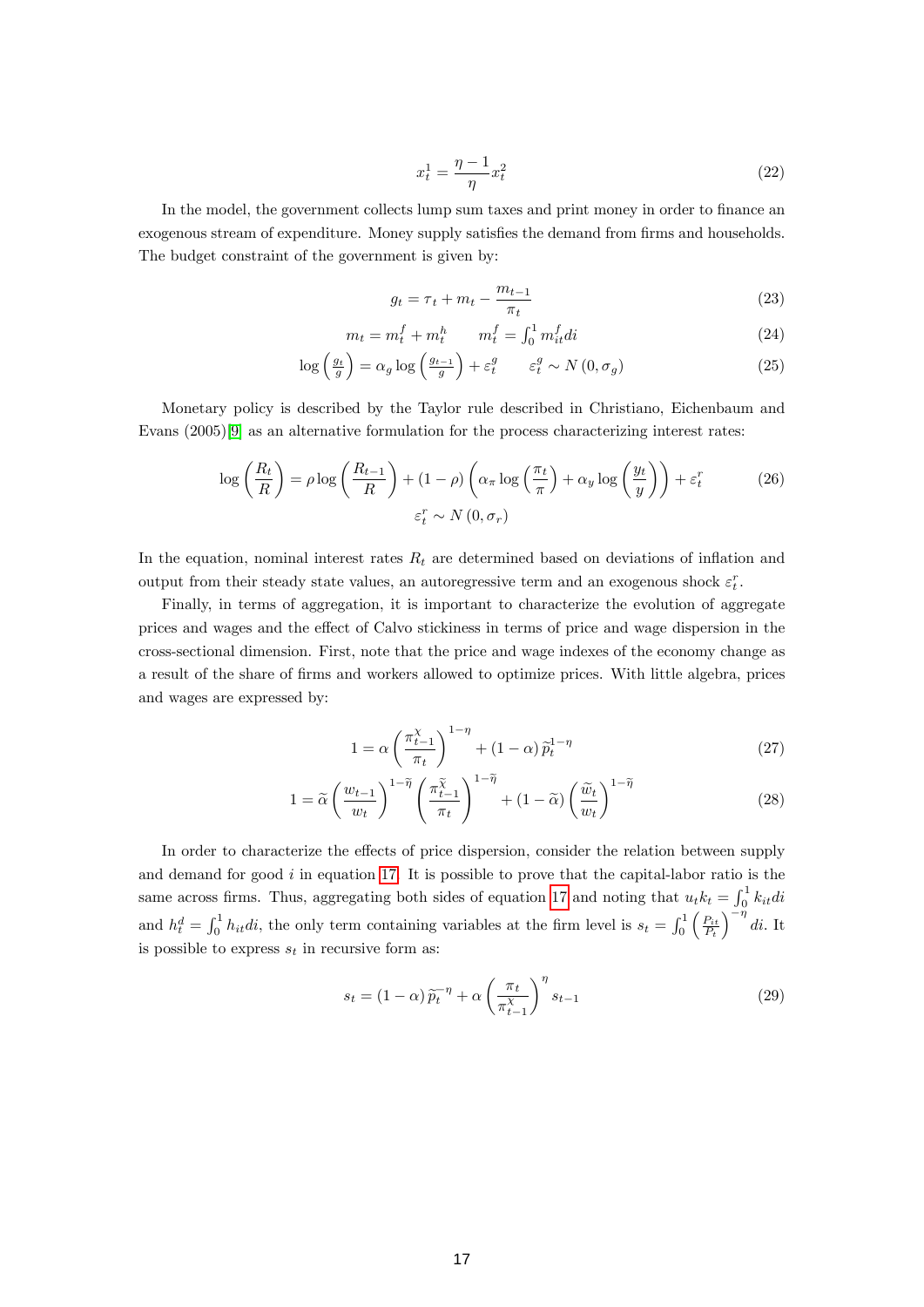$$x_t^1 = \frac{\eta - 1}{\eta} x_t^2 \tag{22}$$

In the model, the government collects lump sum taxes and print money in order to finance an exogenous stream of expenditure. Money supply satisfies the demand from firms and households. The budget constraint of the government is given by:

$$g_t = \tau_t + m_t - \frac{m_{t-1}}{\pi_t} \tag{23}$$

$$m_t = m_t^f + m_t^h \qquad m_t^f = \int_0^1 m_{it}^f di \tag{24}$$

$$\log\left(\frac{g_t}{g}\right) = \alpha_g \log\left(\frac{g_{t-1}}{g}\right) + \varepsilon_t^g \qquad \varepsilon_t^g \sim N\left(0, \sigma_g\right) \tag{25}$$

Monetary policy is described by the Taylor rule described in Christiano, Eichenbaum and Evans (2005)[9] as an alternative formulation for the process characterizing interest rates:

$$\log\left(\frac{R_t}{R}\right) = \rho \log\left(\frac{R_{t-1}}{R}\right) + (1-\rho)\left(\alpha_\pi \log\left(\frac{\pi_t}{\pi}\right) + \alpha_y \log\left(\frac{y_t}{y}\right)\right) + \varepsilon_t^r \tag{26}$$

$$\varepsilon_t^r \sim N\left(0, \sigma_r\right)$$

In the equation, nominal interest rates $R_t$ are determined based on deviations of inflation and output from their steady state values, an autoregressive term and an exogenous shock $\varepsilon_t^r$.

Finally, in terms of aggregation, it is important to characterize the evolution of aggregate prices and wages and the effect of Calvo stickiness in terms of price and wage dispersion in the cross-sectional dimension. First, note that the price and wage indexes of the economy change as a result of the share of firms and workers allowed to optimize prices. With little algebra, prices and wages are expressed by:

$$1 = \alpha \left(\frac{\pi_{t-1}^{\chi}}{\pi_t}\right)^{1-\eta} + (1-\alpha)\,\widetilde{p}_t^{1-\eta} \tag{27}$$

$$1 = \widetilde{\alpha}\left(\frac{w_{t-1}}{w_t}\right)^{1-\widetilde{\eta}}\left(\frac{\pi_{t-1}^{\widetilde{\chi}}}{\pi_t}\right)^{1-\widetilde{\eta}} + (1-\widetilde{\alpha})\left(\frac{\widetilde{w}_t}{w_t}\right)^{1-\widetilde{\eta}} \tag{28}$$

In order to characterize the effects of price dispersion, consider the relation between supply and demand for good $i$ in equation 17. It is possible to prove that the capital-labor ratio is the same across firms. Thus, aggregating both sides of equation 17 and noting that $u_t k_t = \int_0^1 k_{it} di$ and $h_t^d = \int_0^1 h_{it} di$, the only term containing variables at the firm level is $s_t = \int_0^1 \left(\frac{P_{it}}{P_t}\right)^{-\eta} di$. It is possible to express $s_t$ in recursive form as:

$$s_t = (1-\alpha)\,\widetilde{p}_t^{-\eta} + \alpha\left(\frac{\pi_t}{\pi_{t-1}^{\chi}}\right)^{\eta} s_{t-1} \tag{29}$$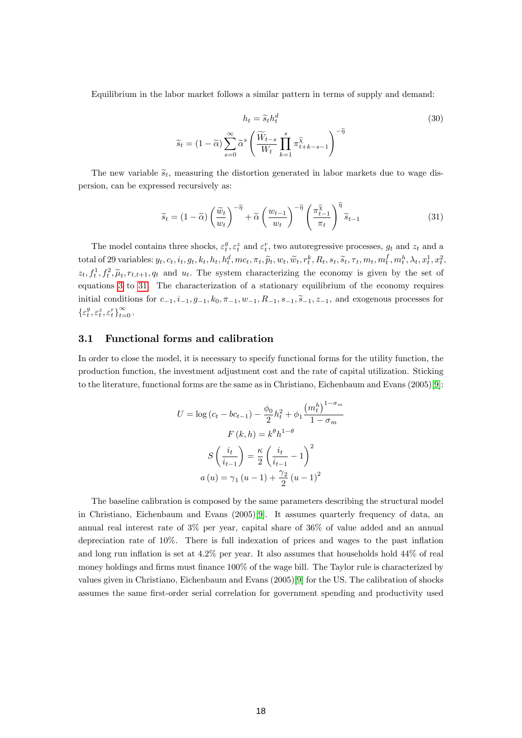Equilibrium in the labor market follows a similar pattern in terms of supply and demand:

$$h_t = \widetilde{s}_t h_t^d \tag{30}$$

$$\widetilde{s}_t = (1-\widetilde{\alpha}) \sum_{s=0}^{\infty} \widetilde{\alpha}^s \left( \frac{\widetilde{W}_{t-s}}{W_t} \prod_{k=1}^{s} \pi_{t+k-s-1}^{\widetilde{\chi}} \right)^{-\widetilde{\eta}}$$

The new variable $\widetilde{s}_t$, measuring the distortion generated in labor markets due to wage dispersion, can be expressed recursively as:

$$\widetilde{s}_t = (1-\widetilde{\alpha}) \left( \frac{\widetilde{w}_t}{w_t} \right)^{-\widetilde{\eta}} + \widetilde{\alpha} \left( \frac{w_{t-1}}{w_t} \right)^{-\widetilde{\eta}} \left( \frac{\pi_{t-1}^{\widetilde{\chi}}}{\pi_t} \right)^{\widetilde{\eta}} \widetilde{s}_{t-1} \tag{31}$$

The model contains three shocks, $\varepsilon_t^g, \varepsilon_t^z$ and $\varepsilon_t^r$, two autoregressive processes, $g_t$ and $z_t$ and a total of 29 variables: $y_t, c_t, i_t, g_t, k_t, h_t, h_t^d, mc_t, \pi_t, \widetilde{p}_t, w_t, \widetilde{w}_t, r_t^k, R_t, s_t, \widetilde{s}_t, \tau_t, m_t, m_t^f, m_t^h, \lambda_t, x_t^1, x_t^2,$ $z_t, f_t^1, f_t^2, \widetilde{\mu}_t, r_{t,t+1}, q_t$ and $u_t$. The system characterizing the economy is given by the set of equations 3 to 31. The characterization of a stationary equilibrium of the economy requires initial conditions for $c_{-1}, i_{-1}, g_{-1}, k_0, \pi_{-1}, w_{-1}, R_{-1}, s_{-1}, \widetilde{s}_{-1}, z_{-1}$, and exogenous processes for $\{\varepsilon_t^g, \varepsilon_t^z, \varepsilon_t^r\}_{t=0}^{\infty}$.

## 3.1 Functional forms and calibration

In order to close the model, it is necessary to specify functional forms for the utility function, the production function, the investment adjustment cost and the rate of capital utilization. Sticking to the literature, functional forms are the same as in Christiano, Eichenbaum and Evans (2005)[9]:

$$U = \log(c_t - bc_{t-1}) - \frac{\phi_0}{2} h_t^2 + \phi_1 \frac{\left(m_t^h\right)^{1-\sigma_m}}{1-\sigma_m}$$

$$F(k,h) = k^\theta h^{1-\theta}$$

$$S\left(\frac{i_t}{i_{t-1}}\right) = \frac{\kappa}{2} \left(\frac{i_t}{i_{t-1}} - 1\right)^2$$

$$a(u) = \gamma_1 (u-1) + \frac{\gamma_2}{2} (u-1)^2$$

The baseline calibration is composed by the same parameters describing the structural model in Christiano, Eichenbaum and Evans (2005)[9]. It assumes quarterly frequency of data, an annual real interest rate of 3% per year, capital share of 36% of value added and an annual depreciation rate of 10%. There is full indexation of prices and wages to the past inflation and long run inflation is set at 4.2% per year. It also assumes that households hold 44% of real money holdings and firms must finance 100% of the wage bill. The Taylor rule is characterized by values given in Christiano, Eichenbaum and Evans (2005)[9] for the US. The calibration of shocks assumes the same first-order serial correlation for government spending and productivity used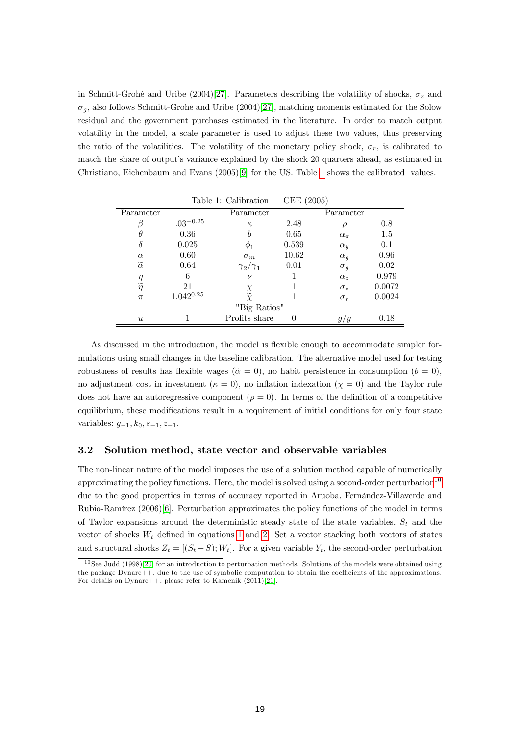in Schmitt-Grohé and Uribe (2004)[27]. Parameters describing the volatility of shocks, $\sigma_z$ and $\sigma_g$, also follows Schmitt-Grohé and Uribe (2004)[27], matching moments estimated for the Solow residual and the government purchases estimated in the literature. In order to match output volatility in the model, a scale parameter is used to adjust these two values, thus preserving the ratio of the volatilities. The volatility of the monetary policy shock, $\sigma_r$, is calibrated to match the share of output's variance explained by the shock 20 quarters ahead, as estimated in Christiano, Eichenbaum and Evans (2005)[9] for the US. Table 1 shows the calibrated values.

Table 1: Calibration — CEE (2005)

| Parameter | | Parameter | | Parameter | |
|---|---|---|---|---|---|
| $\beta$ | $1.03^{-0.25}$ | $\kappa$ | 2.48 | $\rho$ | 0.8 |
| $\theta$ | 0.36 | $b$ | 0.65 | $\alpha_\pi$ | 1.5 |
| $\delta$ | 0.025 | $\phi_1$ | 0.539 | $\alpha_y$ | 0.1 |
| $\alpha$ | 0.60 | $\sigma_m$ | 10.62 | $\alpha_g$ | 0.96 |
| $\widetilde{\alpha}$ | 0.64 | $\gamma_2/\gamma_1$ | 0.01 | $\sigma_g$ | 0.02 |
| $\eta$ | 6 | $\nu$ | 1 | $\alpha_z$ | 0.979 |
| $\widetilde{\eta}$ | 21 | $\chi$ | 1 | $\sigma_z$ | 0.0072 |
| $\pi$ | $1.042^{0.25}$ | $\widetilde{\chi}$ | 1 | $\sigma_r$ | 0.0024 |
| | | "Big Ratios" | | | |
| $u$ | 1 | Profits share | 0 | $g/y$ | 0.18 |

As discussed in the introduction, the model is flexible enough to accommodate simpler formulations using small changes in the baseline calibration. The alternative model used for testing robustness of results has flexible wages ($\widetilde{\alpha} = 0$), no habit persistence in consumption ($b = 0$), no adjustment cost in investment ($\kappa = 0$), no inflation indexation ($\chi = 0$) and the Taylor rule does not have an autoregressive component ($\rho = 0$). In terms of the definition of a competitive equilibrium, these modifications result in a requirement of initial conditions for only four state variables: $g_{-1}, k_0, s_{-1}, z_{-1}$.

### 3.2 Solution method, state vector and observable variables

The non-linear nature of the model imposes the use of a solution method capable of numerically approximating the policy functions. Here, the model is solved using a second-order perturbation[10] due to the good properties in terms of accuracy reported in Aruoba, Fernández-Villaverde and Rubio-Ramírez (2006)[6]. Perturbation approximates the policy functions of the model in terms of Taylor expansions around the deterministic steady state of the state variables, $S_t$ and the vector of shocks $W_t$ defined in equations 1 and 2. Set a vector stacking both vectors of states and structural shocks $Z_t = [(S_t - S); W_t]$. For a given variable $Y_t$, the second-order perturbation

[10] See Judd (1998)[20] for an introduction to perturbation methods. Solutions of the models were obtained using the package Dynare++, due to the use of symbolic computation to obtain the coefficients of the approximations. For details on Dynare++, please refer to Kamenik (2011)[21].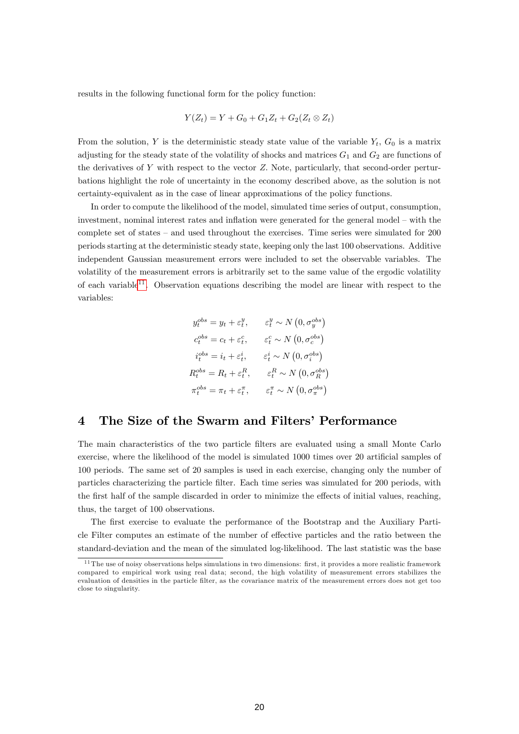results in the following functional form for the policy function:

$$Y(Z_t) = Y + G_0 + G_1 Z_t + G_2(Z_t \otimes Z_t)$$

From the solution, $Y$ is the deterministic steady state value of the variable $Y_t$, $G_0$ is a matrix adjusting for the steady state of the volatility of shocks and matrices $G_1$ and $G_2$ are functions of the derivatives of $Y$ with respect to the vector $Z$. Note, particularly, that second-order perturbations highlight the role of uncertainty in the economy described above, as the solution is not certainty-equivalent as in the case of linear approximations of the policy functions.

In order to compute the likelihood of the model, simulated time series of output, consumption, investment, nominal interest rates and inflation were generated for the general model – with the complete set of states – and used throughout the exercises. Time series were simulated for 200 periods starting at the deterministic steady state, keeping only the last 100 observations. Additive independent Gaussian measurement errors were included to set the observable variables. The volatility of the measurement errors is arbitrarily set to the same value of the ergodic volatility of each variable[11]. Observation equations describing the model are linear with respect to the variables:

$$\begin{aligned}
y_t^{obs} &= y_t + \varepsilon_t^y, & \varepsilon_t^y &\sim N\left(0, \sigma_y^{obs}\right) \\
c_t^{obs} &= c_t + \varepsilon_t^c, & \varepsilon_t^c &\sim N\left(0, \sigma_c^{obs}\right) \\
i_t^{obs} &= i_t + \varepsilon_t^i, & \varepsilon_t^i &\sim N\left(0, \sigma_i^{obs}\right) \\
R_t^{obs} &= R_t + \varepsilon_t^R, & \varepsilon_t^R &\sim N\left(0, \sigma_R^{obs}\right) \\
\pi_t^{obs} &= \pi_t + \varepsilon_t^\pi, & \varepsilon_t^\pi &\sim N\left(0, \sigma_\pi^{obs}\right)
\end{aligned}$$

# 4 The Size of the Swarm and Filters' Performance

The main characteristics of the two particle filters are evaluated using a small Monte Carlo exercise, where the likelihood of the model is simulated 1000 times over 20 artificial samples of 100 periods. The same set of 20 samples is used in each exercise, changing only the number of particles characterizing the particle filter. Each time series was simulated for 200 periods, with the first half of the sample discarded in order to minimize the effects of initial values, reaching, thus, the target of 100 observations.

The first exercise to evaluate the performance of the Bootstrap and the Auxiliary Particle Filter computes an estimate of the number of effective particles and the ratio between the standard-deviation and the mean of the simulated log-likelihood. The last statistic was the base

[11] The use of noisy observations helps simulations in two dimensions: first, it provides a more realistic framework compared to empirical work using real data; second, the high volatility of measurement errors stabilizes the evaluation of densities in the particle filter, as the covariance matrix of the measurement errors does not get too close to singularity.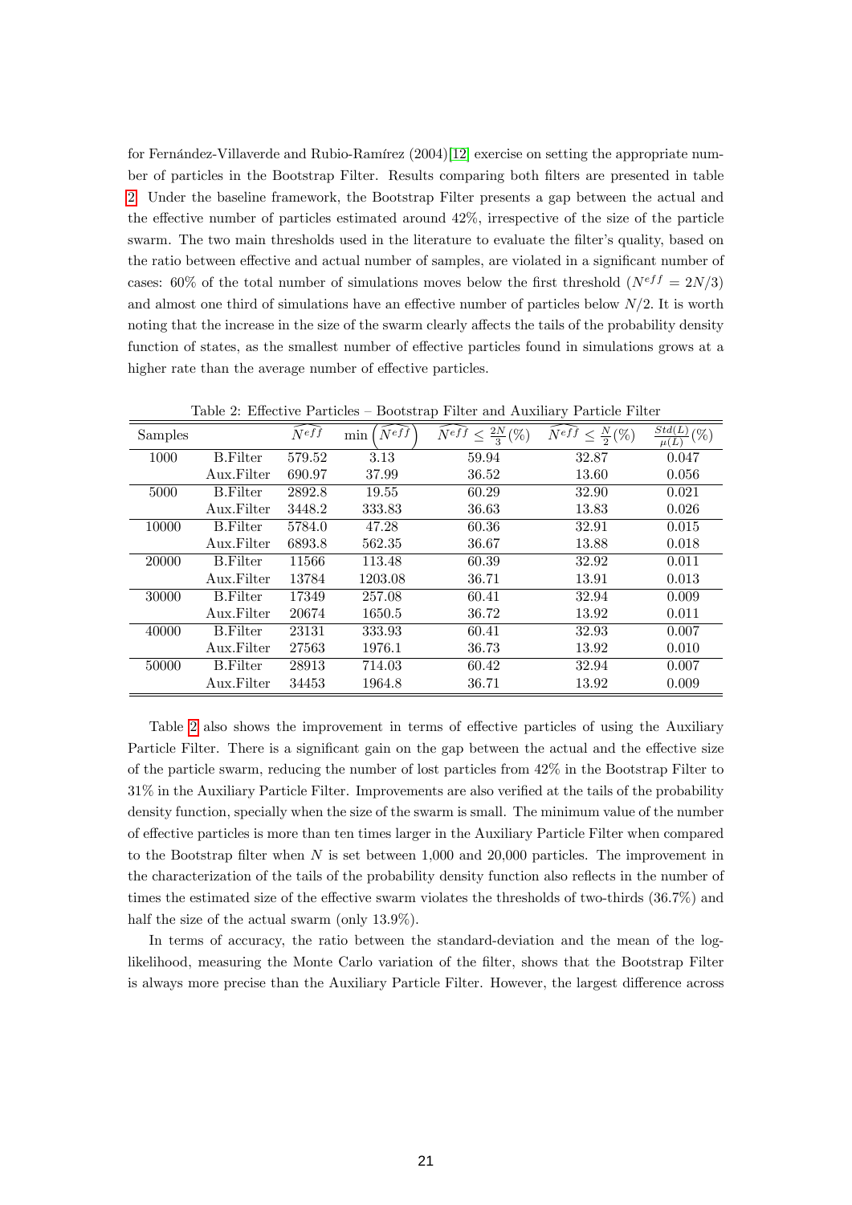for Fernández-Villaverde and Rubio-Ramírez (2004)[12] exercise on setting the appropriate number of particles in the Bootstrap Filter. Results comparing both filters are presented in table 2. Under the baseline framework, the Bootstrap Filter presents a gap between the actual and the effective number of particles estimated around 42%, irrespective of the size of the particle swarm. The two main thresholds used in the literature to evaluate the filter's quality, based on the ratio between effective and actual number of samples, are violated in a significant number of cases: 60% of the total number of simulations moves below the first threshold ($N^{eff} = 2N/3$) and almost one third of simulations have an effective number of particles below $N/2$. It is worth noting that the increase in the size of the swarm clearly affects the tails of the probability density function of states, as the smallest number of effective particles found in simulations grows at a higher rate than the average number of effective particles.

Table 2: Effective Particles – Bootstrap Filter and Auxiliary Particle Filter

| Samples | | $\widehat{N^{eff}}$ | $\min\left(\widehat{N^{eff}}\right)$ | $\widehat{N^{eff}} \leq \frac{2N}{3}(\%)$ | $\widehat{N^{eff}} \leq \frac{N}{2}(\%)$ | $\frac{Std(L)}{\mu(L)}(\%)$ |
|---|---|---|---|---|---|---|
| 1000 | B.Filter | 579.52 | 3.13 | 59.94 | 32.87 | 0.047 |
| | Aux.Filter | 690.97 | 37.99 | 36.52 | 13.60 | 0.056 |
| 5000 | B.Filter | 2892.8 | 19.55 | 60.29 | 32.90 | 0.021 |
| | Aux.Filter | 3448.2 | 333.83 | 36.63 | 13.83 | 0.026 |
| 10000 | B.Filter | 5784.0 | 47.28 | 60.36 | 32.91 | 0.015 |
| | Aux.Filter | 6893.8 | 562.35 | 36.67 | 13.88 | 0.018 |
| 20000 | B.Filter | 11566 | 113.48 | 60.39 | 32.92 | 0.011 |
| | Aux.Filter | 13784 | 1203.08 | 36.71 | 13.91 | 0.013 |
| 30000 | B.Filter | 17349 | 257.08 | 60.41 | 32.94 | 0.009 |
| | Aux.Filter | 20674 | 1650.5 | 36.72 | 13.92 | 0.011 |
| 40000 | B.Filter | 23131 | 333.93 | 60.41 | 32.93 | 0.007 |
| | Aux.Filter | 27563 | 1976.1 | 36.73 | 13.92 | 0.010 |
| 50000 | B.Filter | 28913 | 714.03 | 60.42 | 32.94 | 0.007 |
| | Aux.Filter | 34453 | 1964.8 | 36.71 | 13.92 | 0.009 |

Table 2 also shows the improvement in terms of effective particles of using the Auxiliary Particle Filter. There is a significant gain on the gap between the actual and the effective size of the particle swarm, reducing the number of lost particles from 42% in the Bootstrap Filter to 31% in the Auxiliary Particle Filter. Improvements are also verified at the tails of the probability density function, specially when the size of the swarm is small. The minimum value of the number of effective particles is more than ten times larger in the Auxiliary Particle Filter when compared to the Bootstrap filter when $N$ is set between 1,000 and 20,000 particles. The improvement in the characterization of the tails of the probability density function also reflects in the number of times the estimated size of the effective swarm violates the thresholds of two-thirds (36.7%) and half the size of the actual swarm (only 13.9%).

In terms of accuracy, the ratio between the standard-deviation and the mean of the log-likelihood, measuring the Monte Carlo variation of the filter, shows that the Bootstrap Filter is always more precise than the Auxiliary Particle Filter. However, the largest difference across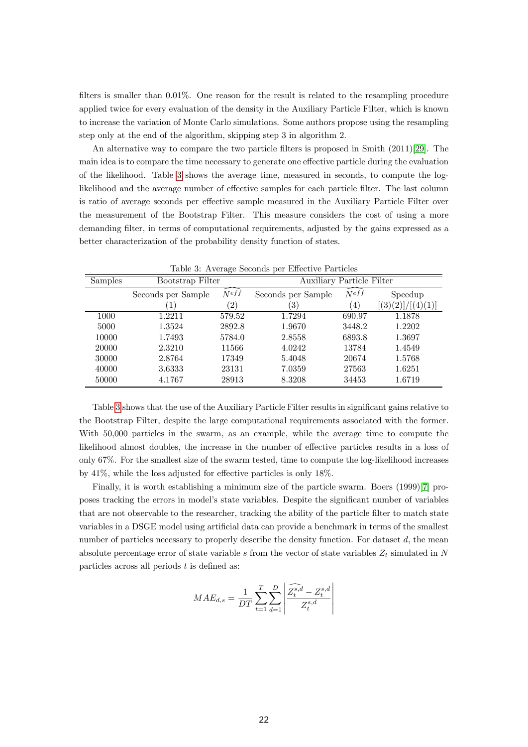filters is smaller than 0.01%. One reason for the result is related to the resampling procedure applied twice for every evaluation of the density in the Auxiliary Particle Filter, which is known to increase the variation of Monte Carlo simulations. Some authors propose using the resampling step only at the end of the algorithm, skipping step 3 in algorithm 2.

An alternative way to compare the two particle filters is proposed in Smith (2011)[29]. The main idea is to compare the time necessary to generate one effective particle during the evaluation of the likelihood. Table 3 shows the average time, measured in seconds, to compute the log-likelihood and the average number of effective samples for each particle filter. The last column is ratio of average seconds per effective sample measured in the Auxiliary Particle Filter over the measurement of the Bootstrap Filter. This measure considers the cost of using a more demanding filter, in terms of computational requirements, adjusted by the gains expressed as a better characterization of the probability density function of states.

Table 3: Average Seconds per Effective Particles

| Samples | Bootstrap Filter | | Auxiliary Particle Filter | | |
|---|---|---|---|---|---|
| | Seconds per Sample | $\widehat{N^{eff}}$ | Seconds per Sample | $\widehat{N^{eff}}$ | Speedup |
| | (1) | (2) | (3) | (4) | [(3)(2)]/[(4)(1)] |
| 1000 | 1.2211 | 579.52 | 1.7294 | 690.97 | 1.1878 |
| 5000 | 1.3524 | 2892.8 | 1.9670 | 3448.2 | 1.2202 |
| 10000 | 1.7493 | 5784.0 | 2.8558 | 6893.8 | 1.3697 |
| 20000 | 2.3210 | 11566 | 4.0242 | 13784 | 1.4549 |
| 30000 | 2.8764 | 17349 | 5.4048 | 20674 | 1.5768 |
| 40000 | 3.6333 | 23131 | 7.0359 | 27563 | 1.6251 |
| 50000 | 4.1767 | 28913 | 8.3208 | 34453 | 1.6719 |

Table 3 shows that the use of the Auxiliary Particle Filter results in significant gains relative to the Bootstrap Filter, despite the large computational requirements associated with the former. With 50,000 particles in the swarm, as an example, while the average time to compute the likelihood almost doubles, the increase in the number of effective particles results in a loss of only 67%. For the smallest size of the swarm tested, time to compute the log-likelihood increases by 41%, while the loss adjusted for effective particles is only 18%.

Finally, it is worth establishing a minimum size of the particle swarm. Boers (1999)[7] proposes tracking the errors in model's state variables. Despite the significant number of variables that are not observable to the researcher, tracking the ability of the particle filter to match state variables in a DSGE model using artificial data can provide a benchmark in terms of the smallest number of particles necessary to properly describe the density function. For dataset $d$, the mean absolute percentage error of state variable $s$ from the vector of state variables $Z_t$ simulated in $N$ particles across all periods $t$ is defined as:

$$MAE_{d,s} = \frac{1}{DT} \sum_{t=1}^{T} \sum_{d=1}^{D} \left| \frac{\widehat{Z_t^{s,d}} - Z_t^{s,d}}{Z_t^{s,d}} \right|$$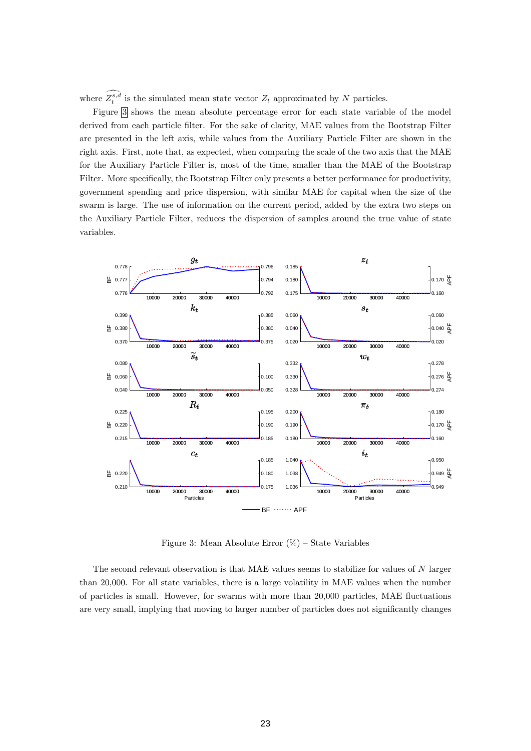where $\widehat{Z_t^{s,d}}$ is the simulated mean state vector $Z_t$ approximated by $N$ particles.

Figure 3 shows the mean absolute percentage error for each state variable of the model derived from each particle filter. For the sake of clarity, MAE values from the Bootstrap Filter are presented in the left axis, while values from the Auxiliary Particle Filter are shown in the right axis. First, note that, as expected, when comparing the scale of the two axis that the MAE for the Auxiliary Particle Filter is, most of the time, smaller than the MAE of the Bootstrap Filter. More specifically, the Bootstrap Filter only presents a better performance for productivity, government spending and price dispersion, with similar MAE for capital when the size of the swarm is large. The use of information on the current period, added by the extra two steps on the Auxiliary Particle Filter, reduces the dispersion of samples around the true value of state variables.

Figure 3: Mean Absolute Error (%) – State Variables

The second relevant observation is that MAE values seems to stabilize for values of $N$ larger than 20,000. For all state variables, there is a large volatility in MAE values when the number of particles is small. However, for swarms with more than 20,000 particles, MAE fluctuations are very small, implying that moving to larger number of particles does not significantly changes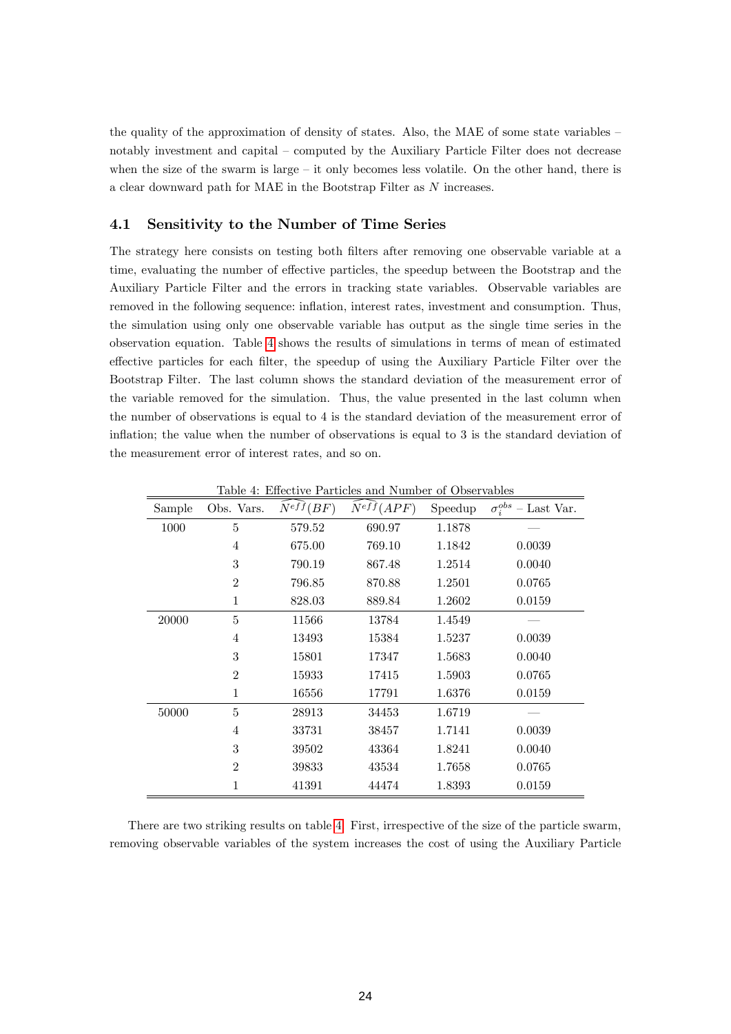the quality of the approximation of density of states. Also, the MAE of some state variables – notably investment and capital – computed by the Auxiliary Particle Filter does not decrease when the size of the swarm is large – it only becomes less volatile. On the other hand, there is a clear downward path for MAE in the Bootstrap Filter as $N$ increases.

### 4.1 Sensitivity to the Number of Time Series

The strategy here consists on testing both filters after removing one observable variable at a time, evaluating the number of effective particles, the speedup between the Bootstrap and the Auxiliary Particle Filter and the errors in tracking state variables. Observable variables are removed in the following sequence: inflation, interest rates, investment and consumption. Thus, the simulation using only one observable variable has output as the single time series in the observation equation. Table 4 shows the results of simulations in terms of mean of estimated effective particles for each filter, the speedup of using the Auxiliary Particle Filter over the Bootstrap Filter. The last column shows the standard deviation of the measurement error of the variable removed for the simulation. Thus, the value presented in the last column when the number of observations is equal to 4 is the standard deviation of the measurement error of inflation; the value when the number of observations is equal to 3 is the standard deviation of the measurement error of interest rates, and so on.

Table 4: Effective Particles and Number of Observables

| Sample | Obs. Vars. | $\widehat{N^{eff}}(BF)$ | $\widehat{N^{eff}}(APF)$ | Speedup | $\sigma_i^{obs}$ – Last Var. |
|---|---|---|---|---|---|
| 1000 | 5 | 579.52 | 690.97 | 1.1878 | — |
| | 4 | 675.00 | 769.10 | 1.1842 | 0.0039 |
| | 3 | 790.19 | 867.48 | 1.2514 | 0.0040 |
| | 2 | 796.85 | 870.88 | 1.2501 | 0.0765 |
| | 1 | 828.03 | 889.84 | 1.2602 | 0.0159 |
| 20000 | 5 | 11566 | 13784 | 1.4549 | — |
| | 4 | 13493 | 15384 | 1.5237 | 0.0039 |
| | 3 | 15801 | 17347 | 1.5683 | 0.0040 |
| | 2 | 15933 | 17415 | 1.5903 | 0.0765 |
| | 1 | 16556 | 17791 | 1.6376 | 0.0159 |
| 50000 | 5 | 28913 | 34453 | 1.6719 | — |
| | 4 | 33731 | 38457 | 1.7141 | 0.0039 |
| | 3 | 39502 | 43364 | 1.8241 | 0.0040 |
| | 2 | 39833 | 43534 | 1.7658 | 0.0765 |
| | 1 | 41391 | 44474 | 1.8393 | 0.0159 |

There are two striking results on table 4. First, irrespective of the size of the particle swarm, removing observable variables of the system increases the cost of using the Auxiliary Particle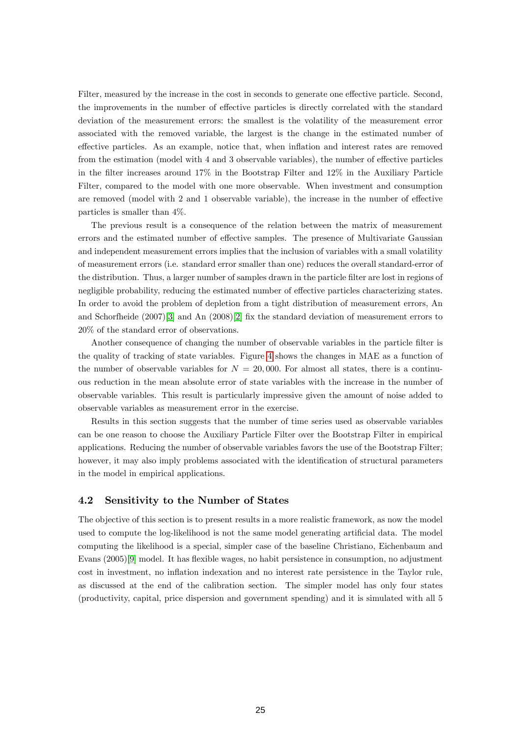Filter, measured by the increase in the cost in seconds to generate one effective particle. Second, the improvements in the number of effective particles is directly correlated with the standard deviation of the measurement errors: the smallest is the volatility of the measurement error associated with the removed variable, the largest is the change in the estimated number of effective particles. As an example, notice that, when inflation and interest rates are removed from the estimation (model with 4 and 3 observable variables), the number of effective particles in the filter increases around 17% in the Bootstrap Filter and 12% in the Auxiliary Particle Filter, compared to the model with one more observable. When investment and consumption are removed (model with 2 and 1 observable variable), the increase in the number of effective particles is smaller than 4%.

The previous result is a consequence of the relation between the matrix of measurement errors and the estimated number of effective samples. The presence of Multivariate Gaussian and independent measurement errors implies that the inclusion of variables with a small volatility of measurement errors (i.e. standard error smaller than one) reduces the overall standard-error of the distribution. Thus, a larger number of samples drawn in the particle filter are lost in regions of negligible probability, reducing the estimated number of effective particles characterizing states. In order to avoid the problem of depletion from a tight distribution of measurement errors, An and Schorfheide (2007)[3] and An (2008)[2] fix the standard deviation of measurement errors to 20% of the standard error of observations.

Another consequence of changing the number of observable variables in the particle filter is the quality of tracking of state variables. Figure 4 shows the changes in MAE as a function of the number of observable variables for $N = 20,000$. For almost all states, there is a continuous reduction in the mean absolute error of state variables with the increase in the number of observable variables. This result is particularly impressive given the amount of noise added to observable variables as measurement error in the exercise.

Results in this section suggests that the number of time series used as observable variables can be one reason to choose the Auxiliary Particle Filter over the Bootstrap Filter in empirical applications. Reducing the number of observable variables favors the use of the Bootstrap Filter; however, it may also imply problems associated with the identification of structural parameters in the model in empirical applications.

### 4.2 Sensitivity to the Number of States

The objective of this section is to present results in a more realistic framework, as now the model used to compute the log-likelihood is not the same model generating artificial data. The model computing the likelihood is a special, simpler case of the baseline Christiano, Eichenbaum and Evans (2005)[9] model. It has flexible wages, no habit persistence in consumption, no adjustment cost in investment, no inflation indexation and no interest rate persistence in the Taylor rule, as discussed at the end of the calibration section. The simpler model has only four states (productivity, capital, price dispersion and government spending) and it is simulated with all 5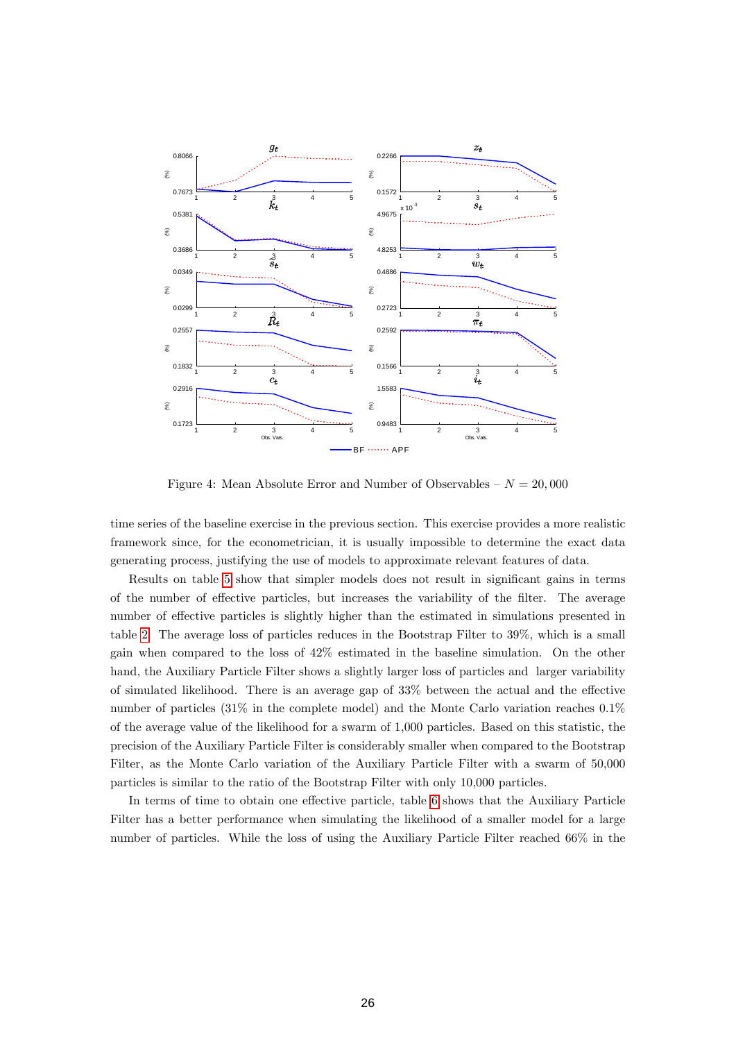Figure 4: Mean Absolute Error and Number of Observables – $N = 20,000$

time series of the baseline exercise in the previous section. This exercise provides a more realistic framework since, for the econometrician, it is usually impossible to determine the exact data generating process, justifying the use of models to approximate relevant features of data.

Results on table 5 show that simpler models does not result in significant gains in terms of the number of effective particles, but increases the variability of the filter. The average number of effective particles is slightly higher than the estimated in simulations presented in table 2. The average loss of particles reduces in the Bootstrap Filter to 39%, which is a small gain when compared to the loss of 42% estimated in the baseline simulation. On the other hand, the Auxiliary Particle Filter shows a slightly larger loss of particles and larger variability of simulated likelihood. There is an average gap of 33% between the actual and the effective number of particles (31% in the complete model) and the Monte Carlo variation reaches 0.1% of the average value of the likelihood for a swarm of 1,000 particles. Based on this statistic, the precision of the Auxiliary Particle Filter is considerably smaller when compared to the Bootstrap Filter, as the Monte Carlo variation of the Auxiliary Particle Filter with a swarm of 50,000 particles is similar to the ratio of the Bootstrap Filter with only 10,000 particles.

In terms of time to obtain one effective particle, table 6 shows that the Auxiliary Particle Filter has a better performance when simulating the likelihood of a smaller model for a large number of particles. While the loss of using the Auxiliary Particle Filter reached 66% in the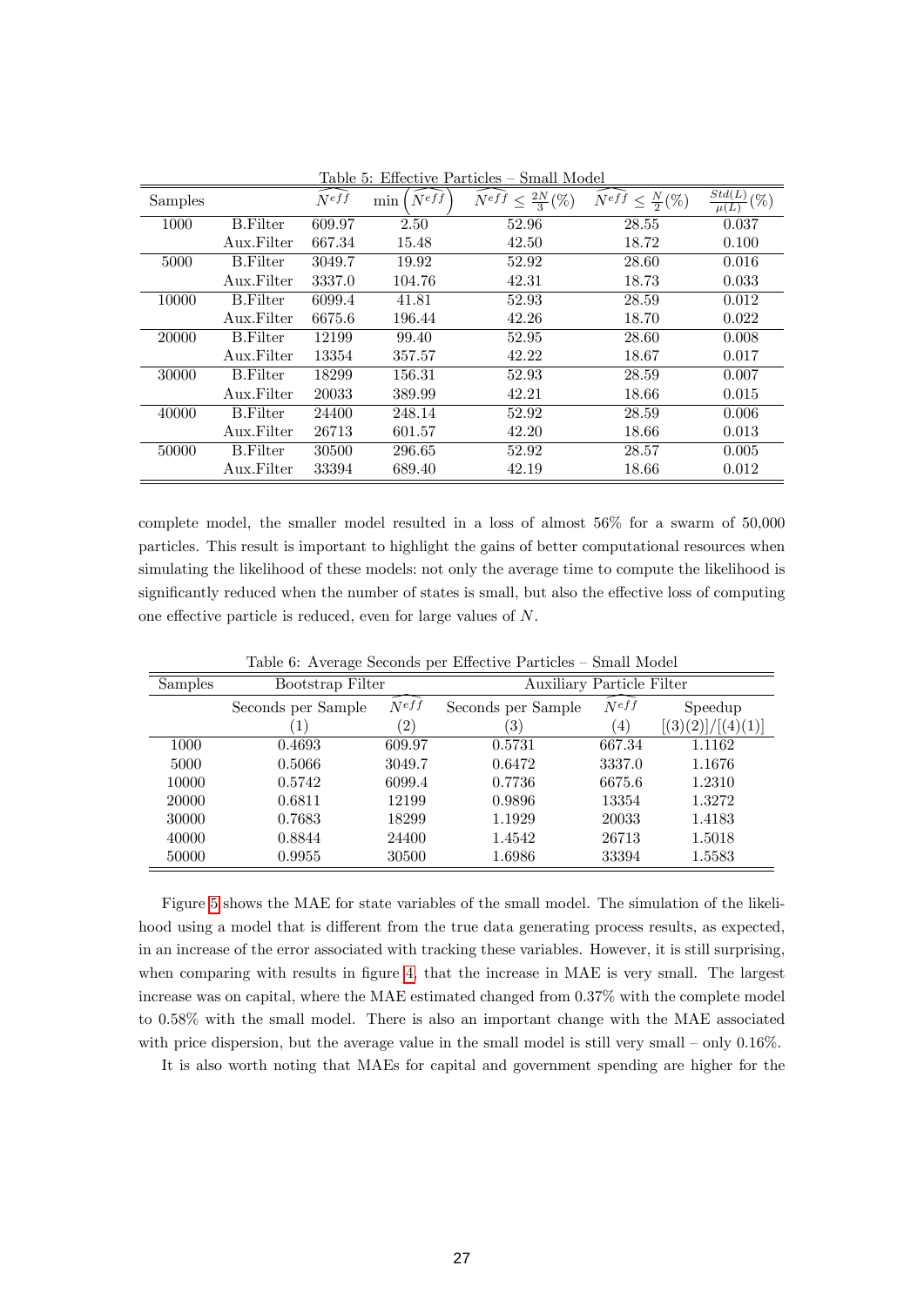Table 5: Effective Particles – Small Model

| Samples | | $\widehat{N^{eff}}$ | $\min\left(\widehat{N^{eff}}\right)$ | $\widehat{N^{eff}} \leq \frac{2N}{3}(\%)$ | $\widehat{N^{eff}} \leq \frac{N}{2}(\%)$ | $\frac{Std(L)}{\mu(L)}(\%)$ |
|---|---|---|---|---|---|---|
| 1000 | B.Filter | 609.97 | 2.50 | 52.96 | 28.55 | 0.037 |
| | Aux.Filter | 667.34 | 15.48 | 42.50 | 18.72 | 0.100 |
| 5000 | B.Filter | 3049.7 | 19.92 | 52.92 | 28.60 | 0.016 |
| | Aux.Filter | 3337.0 | 104.76 | 42.31 | 18.73 | 0.033 |
| 10000 | B.Filter | 6099.4 | 41.81 | 52.93 | 28.59 | 0.012 |
| | Aux.Filter | 6675.6 | 196.44 | 42.26 | 18.70 | 0.022 |
| 20000 | B.Filter | 12199 | 99.40 | 52.95 | 28.60 | 0.008 |
| | Aux.Filter | 13354 | 357.57 | 42.22 | 18.67 | 0.017 |
| 30000 | B.Filter | 18299 | 156.31 | 52.93 | 28.59 | 0.007 |
| | Aux.Filter | 20033 | 389.99 | 42.21 | 18.66 | 0.015 |
| 40000 | B.Filter | 24400 | 248.14 | 52.92 | 28.59 | 0.006 |
| | Aux.Filter | 26713 | 601.57 | 42.20 | 18.66 | 0.013 |
| 50000 | B.Filter | 30500 | 296.65 | 52.92 | 28.57 | 0.005 |
| | Aux.Filter | 33394 | 689.40 | 42.19 | 18.66 | 0.012 |

complete model, the smaller model resulted in a loss of almost 56% for a swarm of 50,000 particles. This result is important to highlight the gains of better computational resources when simulating the likelihood of these models: not only the average time to compute the likelihood is significantly reduced when the number of states is small, but also the effective loss of computing one effective particle is reduced, even for large values of $N$.

Table 6: Average Seconds per Effective Particles – Small Model

| Samples | Bootstrap Filter | | Auxiliary Particle Filter | | |
|---|---|---|---|---|---|
| | Seconds per Sample | $\widehat{N^{eff}}$ | Seconds per Sample | $\widehat{N^{eff}}$ | Speedup |
| | (1) | (2) | (3) | (4) | [(3)(2)]/[(4)(1)] |
| 1000 | 0.4693 | 609.97 | 0.5731 | 667.34 | 1.1162 |
| 5000 | 0.5066 | 3049.7 | 0.6472 | 3337.0 | 1.1676 |
| 10000 | 0.5742 | 6099.4 | 0.7736 | 6675.6 | 1.2310 |
| 20000 | 0.6811 | 12199 | 0.9896 | 13354 | 1.3272 |
| 30000 | 0.7683 | 18299 | 1.1929 | 20033 | 1.4183 |
| 40000 | 0.8844 | 24400 | 1.4542 | 26713 | 1.5018 |
| 50000 | 0.9955 | 30500 | 1.6986 | 33394 | 1.5583 |

Figure 5 shows the MAE for state variables of the small model. The simulation of the likelihood using a model that is different from the true data generating process results, as expected, in an increase of the error associated with tracking these variables. However, it is still surprising, when comparing with results in figure 4, that the increase in MAE is very small. The largest increase was on capital, where the MAE estimated changed from 0.37% with the complete model to 0.58% with the small model. There is also an important change with the MAE associated with price dispersion, but the average value in the small model is still very small – only 0.16%.

It is also worth noting that MAEs for capital and government spending are higher for the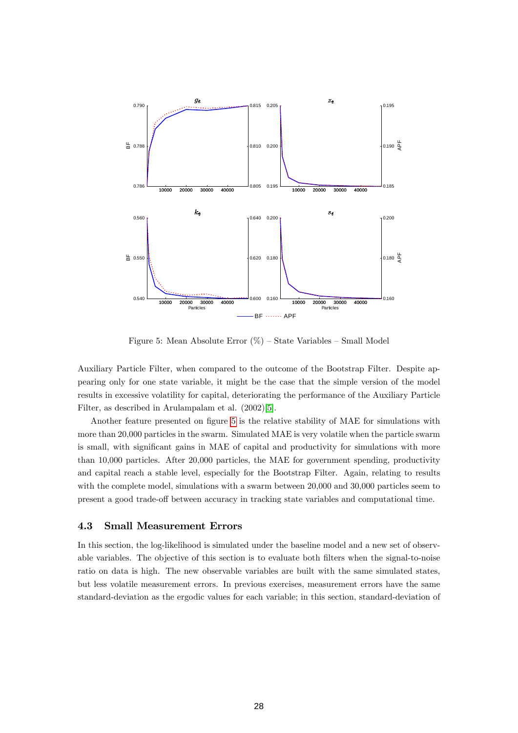Figure 5: Mean Absolute Error (%) – State Variables – Small Model

Auxiliary Particle Filter, when compared to the outcome of the Bootstrap Filter. Despite appearing only for one state variable, it might be the case that the simple version of the model results in excessive volatility for capital, deteriorating the performance of the Auxiliary Particle Filter, as described in Arulampalam et al. (2002)[5].

Another feature presented on figure 5 is the relative stability of MAE for simulations with more than 20,000 particles in the swarm. Simulated MAE is very volatile when the particle swarm is small, with significant gains in MAE of capital and productivity for simulations with more than 10,000 particles. After 20,000 particles, the MAE for government spending, productivity and capital reach a stable level, especially for the Bootstrap Filter. Again, relating to results with the complete model, simulations with a swarm between 20,000 and 30,000 particles seem to present a good trade-off between accuracy in tracking state variables and computational time.

### 4.3 Small Measurement Errors

In this section, the log-likelihood is simulated under the baseline model and a new set of observable variables. The objective of this section is to evaluate both filters when the signal-to-noise ratio on data is high. The new observable variables are built with the same simulated states, but less volatile measurement errors. In previous exercises, measurement errors have the same standard-deviation as the ergodic values for each variable; in this section, standard-deviation of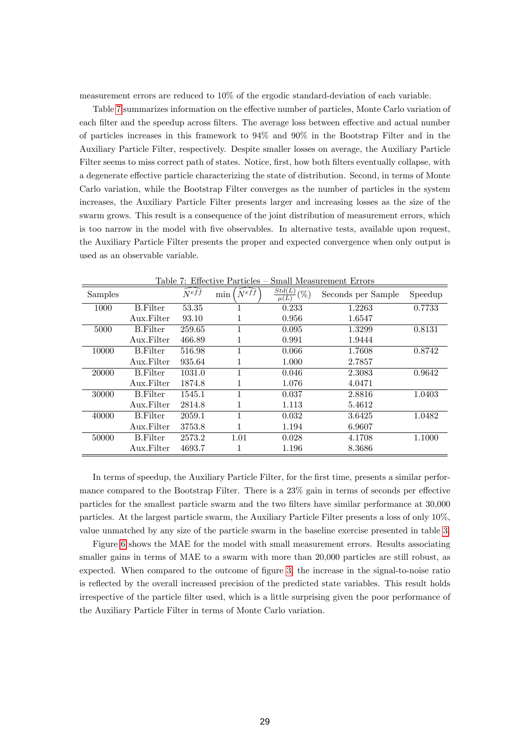measurement errors are reduced to 10% of the ergodic standard-deviation of each variable.

Table 7 summarizes information on the effective number of particles, Monte Carlo variation of each filter and the speedup across filters. The average loss between effective and actual number of particles increases in this framework to 94% and 90% in the Bootstrap Filter and in the Auxiliary Particle Filter, respectively. Despite smaller losses on average, the Auxiliary Particle Filter seems to miss correct path of states. Notice, first, how both filters eventually collapse, with a degenerate effective particle characterizing the state of distribution. Second, in terms of Monte Carlo variation, while the Bootstrap Filter converges as the number of particles in the system increases, the Auxiliary Particle Filter presents larger and increasing losses as the size of the swarm grows. This result is a consequence of the joint distribution of measurement errors, which is too narrow in the model with five observables. In alternative tests, available upon request, the Auxiliary Particle Filter presents the proper and expected convergence when only output is used as an observable variable.

Table 7: Effective Particles – Small Measurement Errors

| Samples | | $\widehat{N^{eff}}$ | $\min\left(\widehat{N^{eff}}\right)$ | $\frac{Std(L)}{\mu(L)}(\%)$ | Seconds per Sample | Speedup |
|---|---|---|---|---|---|---|
| 1000 | B.Filter | 53.35 | 1 | 0.233 | 1.2263 | 0.7733 |
| | Aux.Filter | 93.10 | 1 | 0.956 | 1.6547 | |
| 5000 | B.Filter | 259.65 | 1 | 0.095 | 1.3299 | 0.8131 |
| | Aux.Filter | 466.89 | 1 | 0.991 | 1.9444 | |
| 10000 | B.Filter | 516.98 | 1 | 0.066 | 1.7608 | 0.8742 |
| | Aux.Filter | 935.64 | 1 | 1.000 | 2.7857 | |
| 20000 | B.Filter | 1031.0 | 1 | 0.046 | 2.3083 | 0.9642 |
| | Aux.Filter | 1874.8 | 1 | 1.076 | 4.0471 | |
| 30000 | B.Filter | 1545.1 | 1 | 0.037 | 2.8816 | 1.0403 |
| | Aux.Filter | 2814.8 | 1 | 1.113 | 5.4612 | |
| 40000 | B.Filter | 2059.1 | 1 | 0.032 | 3.6425 | 1.0482 |
| | Aux.Filter | 3753.8 | 1 | 1.194 | 6.9607 | |
| 50000 | B.Filter | 2573.2 | 1.01 | 0.028 | 4.1708 | 1.1000 |
| | Aux.Filter | 4693.7 | 1 | 1.196 | 8.3686 | |

In terms of speedup, the Auxiliary Particle Filter, for the first time, presents a similar performance compared to the Bootstrap Filter. There is a 23% gain in terms of seconds per effective particles for the smallest particle swarm and the two filters have similar performance at 30,000 particles. At the largest particle swarm, the Auxiliary Particle Filter presents a loss of only 10%, value unmatched by any size of the particle swarm in the baseline exercise presented in table 3.

Figure 6 shows the MAE for the model with small measurement errors. Results associating smaller gains in terms of MAE to a swarm with more than 20,000 particles are still robust, as expected. When compared to the outcome of figure 3, the increase in the signal-to-noise ratio is reflected by the overall increased precision of the predicted state variables. This result holds irrespective of the particle filter used, which is a little surprising given the poor performance of the Auxiliary Particle Filter in terms of Monte Carlo variation.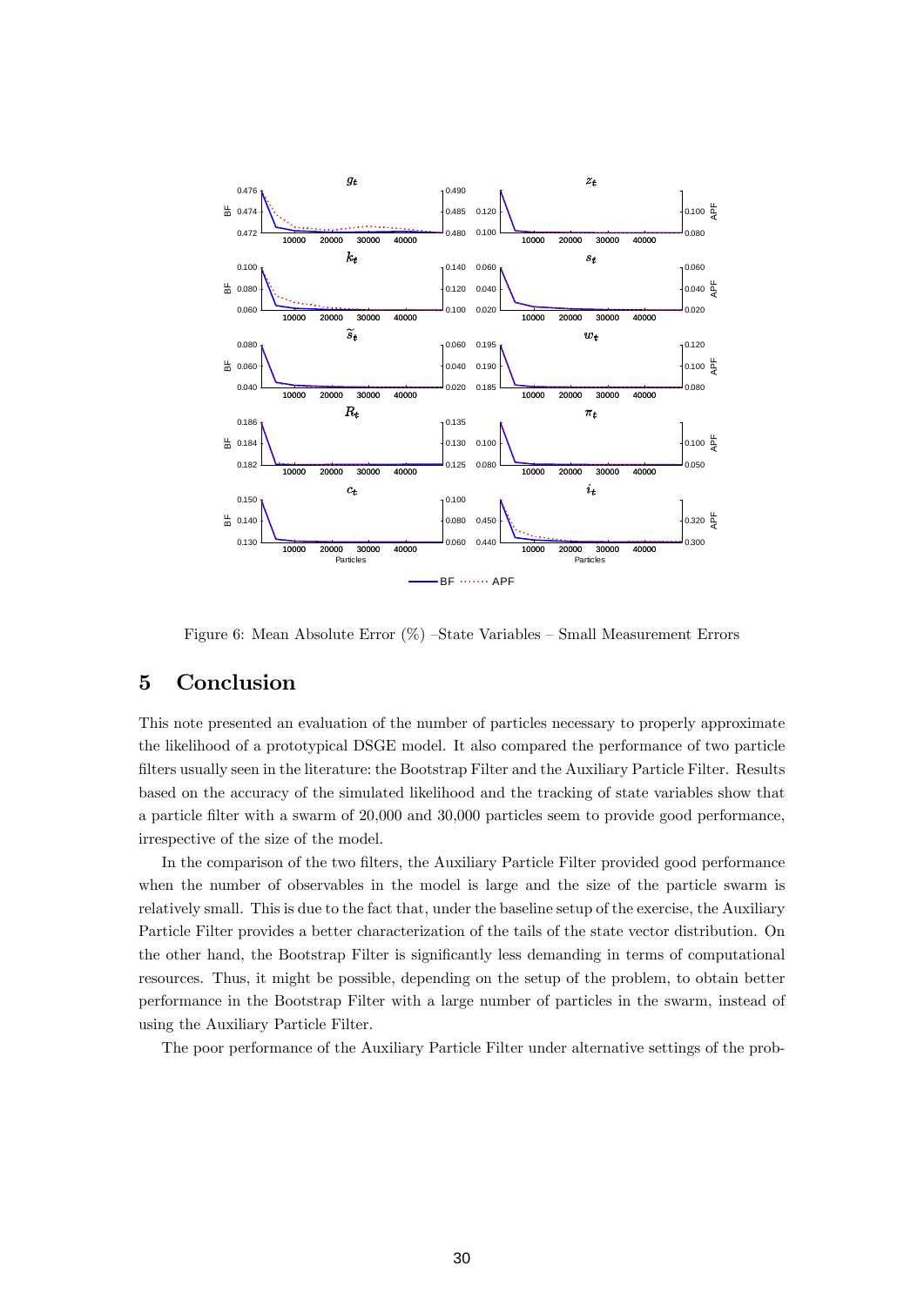Figure 6: Mean Absolute Error (%) –State Variables – Small Measurement Errors

## 5 Conclusion

This note presented an evaluation of the number of particles necessary to properly approximate the likelihood of a prototypical DSGE model. It also compared the performance of two particle filters usually seen in the literature: the Bootstrap Filter and the Auxiliary Particle Filter. Results based on the accuracy of the simulated likelihood and the tracking of state variables show that a particle filter with a swarm of 20,000 and 30,000 particles seem to provide good performance, irrespective of the size of the model.

In the comparison of the two filters, the Auxiliary Particle Filter provided good performance when the number of observables in the model is large and the size of the particle swarm is relatively small. This is due to the fact that, under the baseline setup of the exercise, the Auxiliary Particle Filter provides a better characterization of the tails of the state vector distribution. On the other hand, the Bootstrap Filter is significantly less demanding in terms of computational resources. Thus, it might be possible, depending on the setup of the problem, to obtain better performance in the Bootstrap Filter with a large number of particles in the swarm, instead of using the Auxiliary Particle Filter.

The poor performance of the Auxiliary Particle Filter under alternative settings of the prob-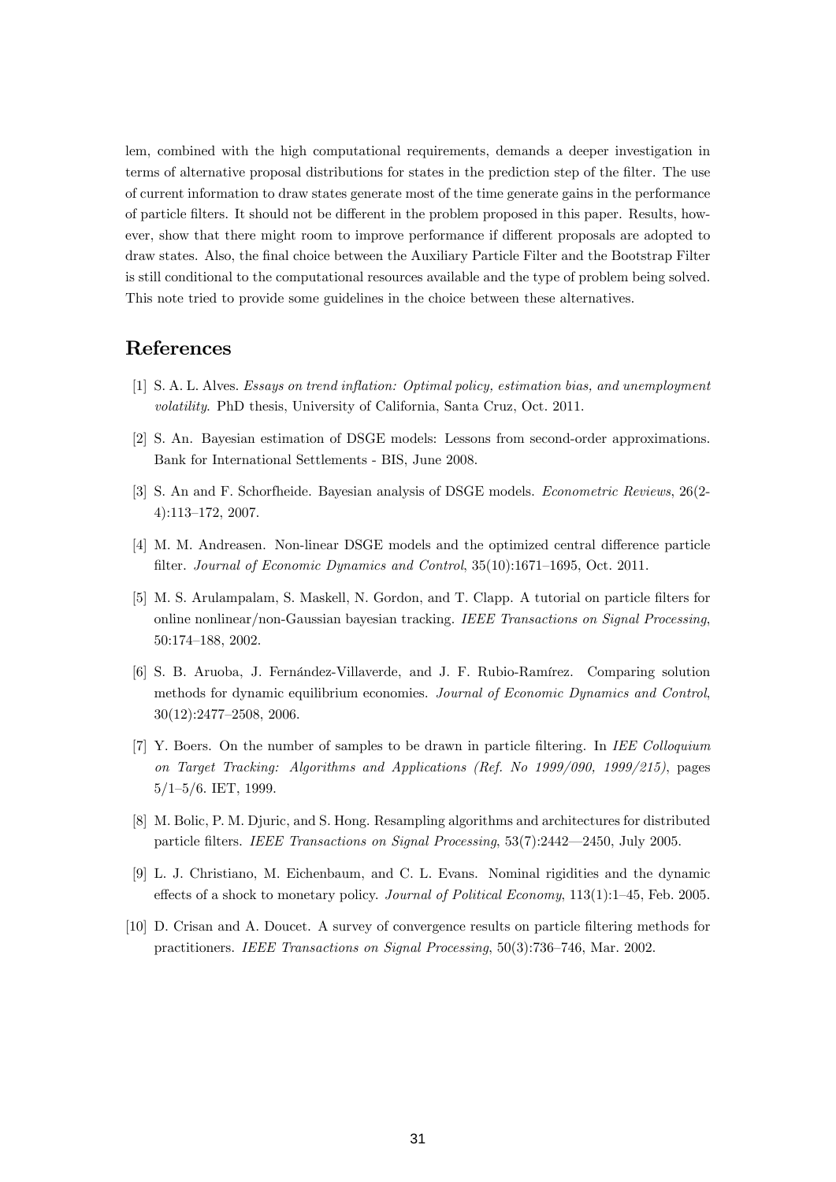lem, combined with the high computational requirements, demands a deeper investigation in terms of alternative proposal distributions for states in the prediction step of the filter. The use of current information to draw states generate most of the time generate gains in the performance of particle filters. It should not be different in the problem proposed in this paper. Results, however, show that there might room to improve performance if different proposals are adopted to draw states. Also, the final choice between the Auxiliary Particle Filter and the Bootstrap Filter is still conditional to the computational resources available and the type of problem being solved. This note tried to provide some guidelines in the choice between these alternatives.

## References

[1] S. A. L. Alves. *Essays on trend inflation: Optimal policy, estimation bias, and unemployment volatility*. PhD thesis, University of California, Santa Cruz, Oct. 2011.

[2] S. An. Bayesian estimation of DSGE models: Lessons from second-order approximations. Bank for International Settlements - BIS, June 2008.

[3] S. An and F. Schorfheide. Bayesian analysis of DSGE models. *Econometric Reviews*, 26(2-4):113–172, 2007.

[4] M. M. Andreasen. Non-linear DSGE models and the optimized central difference particle filter. *Journal of Economic Dynamics and Control*, 35(10):1671–1695, Oct. 2011.

[5] M. S. Arulampalam, S. Maskell, N. Gordon, and T. Clapp. A tutorial on particle filters for online nonlinear/non-Gaussian bayesian tracking. *IEEE Transactions on Signal Processing*, 50:174–188, 2002.

[6] S. B. Aruoba, J. Fernández-Villaverde, and J. F. Rubio-Ramírez. Comparing solution methods for dynamic equilibrium economies. *Journal of Economic Dynamics and Control*, 30(12):2477–2508, 2006.

[7] Y. Boers. On the number of samples to be drawn in particle filtering. In *IEE Colloquium on Target Tracking: Algorithms and Applications (Ref. No 1999/090, 1999/215)*, pages 5/1–5/6. IET, 1999.

[8] M. Bolic, P. M. Djuric, and S. Hong. Resampling algorithms and architectures for distributed particle filters. *IEEE Transactions on Signal Processing*, 53(7):2442—2450, July 2005.

[9] L. J. Christiano, M. Eichenbaum, and C. L. Evans. Nominal rigidities and the dynamic effects of a shock to monetary policy. *Journal of Political Economy*, 113(1):1–45, Feb. 2005.

[10] D. Crisan and A. Doucet. A survey of convergence results on particle filtering methods for practitioners. *IEEE Transactions on Signal Processing*, 50(3):736–746, Mar. 2002.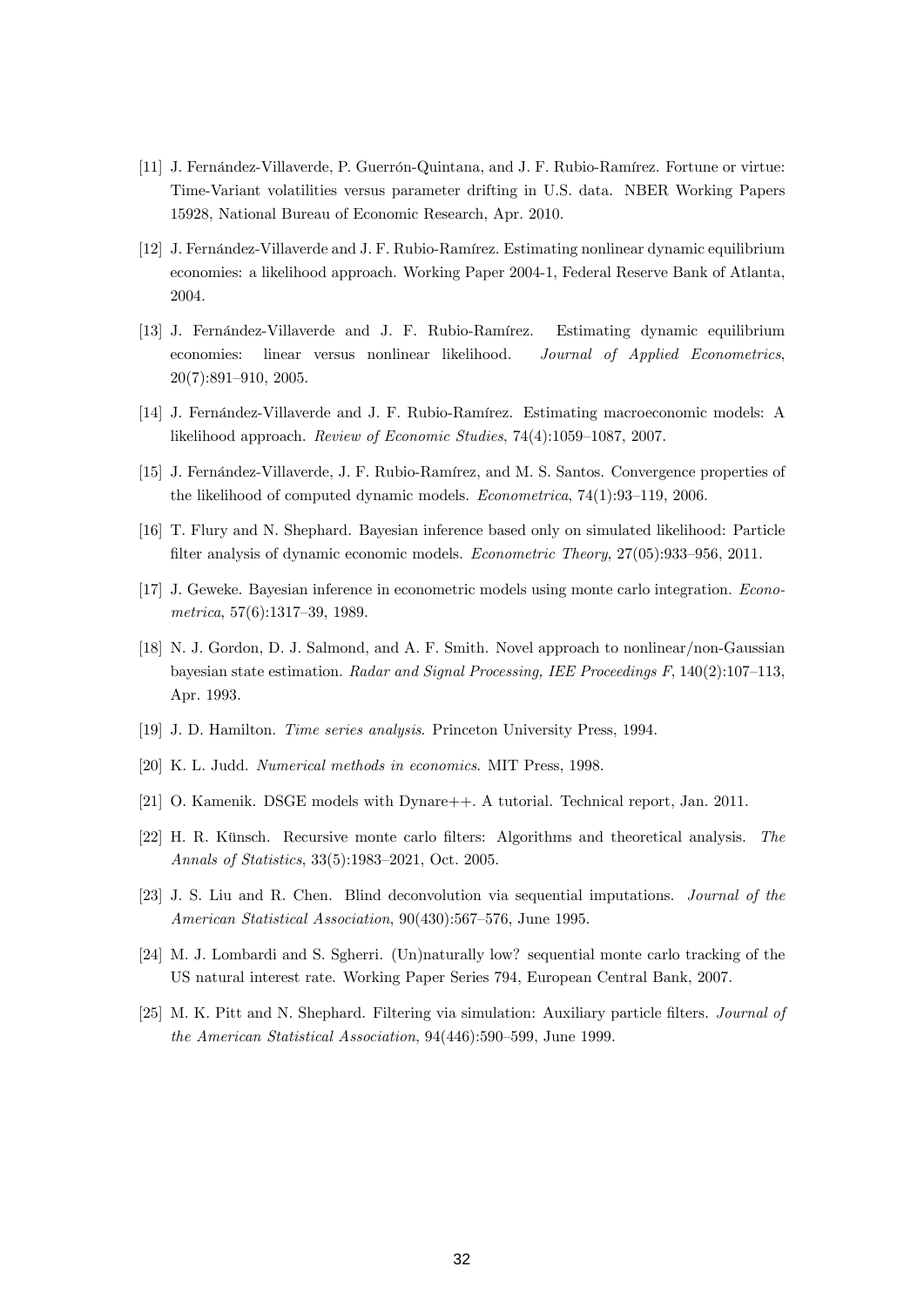[11] J. Fernández-Villaverde, P. Guerrón-Quintana, and J. F. Rubio-Ramírez. Fortune or virtue: Time-Variant volatilities versus parameter drifting in U.S. data. NBER Working Papers 15928, National Bureau of Economic Research, Apr. 2010.

[12] J. Fernández-Villaverde and J. F. Rubio-Ramírez. Estimating nonlinear dynamic equilibrium economies: a likelihood approach. Working Paper 2004-1, Federal Reserve Bank of Atlanta, 2004.

[13] J. Fernández-Villaverde and J. F. Rubio-Ramírez. Estimating dynamic equilibrium economies: linear versus nonlinear likelihood. *Journal of Applied Econometrics*, 20(7):891–910, 2005.

[14] J. Fernández-Villaverde and J. F. Rubio-Ramírez. Estimating macroeconomic models: A likelihood approach. *Review of Economic Studies*, 74(4):1059–1087, 2007.

[15] J. Fernández-Villaverde, J. F. Rubio-Ramírez, and M. S. Santos. Convergence properties of the likelihood of computed dynamic models. *Econometrica*, 74(1):93–119, 2006.

[16] T. Flury and N. Shephard. Bayesian inference based only on simulated likelihood: Particle filter analysis of dynamic economic models. *Econometric Theory*, 27(05):933–956, 2011.

[17] J. Geweke. Bayesian inference in econometric models using monte carlo integration. *Econometrica*, 57(6):1317–39, 1989.

[18] N. J. Gordon, D. J. Salmond, and A. F. Smith. Novel approach to nonlinear/non-Gaussian bayesian state estimation. *Radar and Signal Processing, IEE Proceedings F*, 140(2):107–113, Apr. 1993.

[19] J. D. Hamilton. *Time series analysis*. Princeton University Press, 1994.

[20] K. L. Judd. *Numerical methods in economics*. MIT Press, 1998.

[21] O. Kamenik. DSGE models with Dynare++. A tutorial. Technical report, Jan. 2011.

[22] H. R. Künsch. Recursive monte carlo filters: Algorithms and theoretical analysis. *The Annals of Statistics*, 33(5):1983–2021, Oct. 2005.

[23] J. S. Liu and R. Chen. Blind deconvolution via sequential imputations. *Journal of the American Statistical Association*, 90(430):567–576, June 1995.

[24] M. J. Lombardi and S. Sgherri. (Un)naturally low? sequential monte carlo tracking of the US natural interest rate. Working Paper Series 794, European Central Bank, 2007.

[25] M. K. Pitt and N. Shephard. Filtering via simulation: Auxiliary particle filters. *Journal of the American Statistical Association*, 94(446):590–599, June 1999.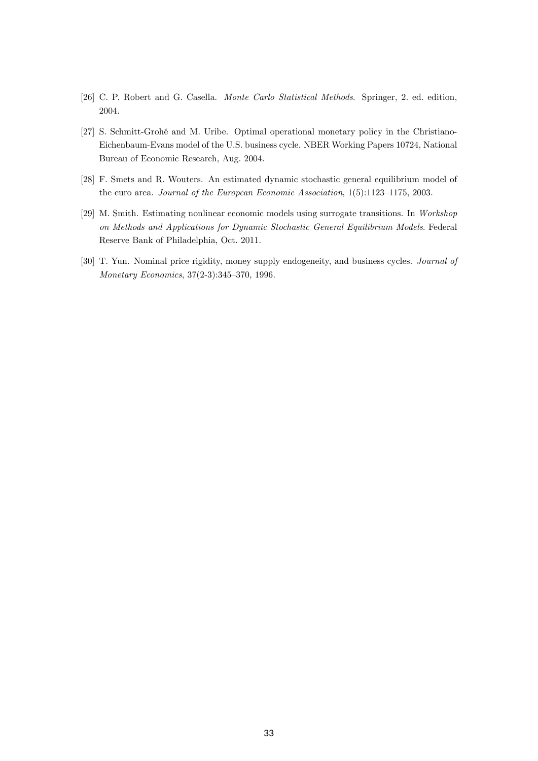[26] C. P. Robert and G. Casella. *Monte Carlo Statistical Methods*. Springer, 2. ed. edition, 2004.

[27] S. Schmitt-Grohé and M. Uribe. Optimal operational monetary policy in the Christiano-Eichenbaum-Evans model of the U.S. business cycle. NBER Working Papers 10724, National Bureau of Economic Research, Aug. 2004.

[28] F. Smets and R. Wouters. An estimated dynamic stochastic general equilibrium model of the euro area. *Journal of the European Economic Association*, 1(5):1123–1175, 2003.

[29] M. Smith. Estimating nonlinear economic models using surrogate transitions. In *Workshop on Methods and Applications for Dynamic Stochastic General Equilibrium Models*. Federal Reserve Bank of Philadelphia, Oct. 2011.

[30] T. Yun. Nominal price rigidity, money supply endogeneity, and business cycles. *Journal of Monetary Economics*, 37(2-3):345–370, 1996.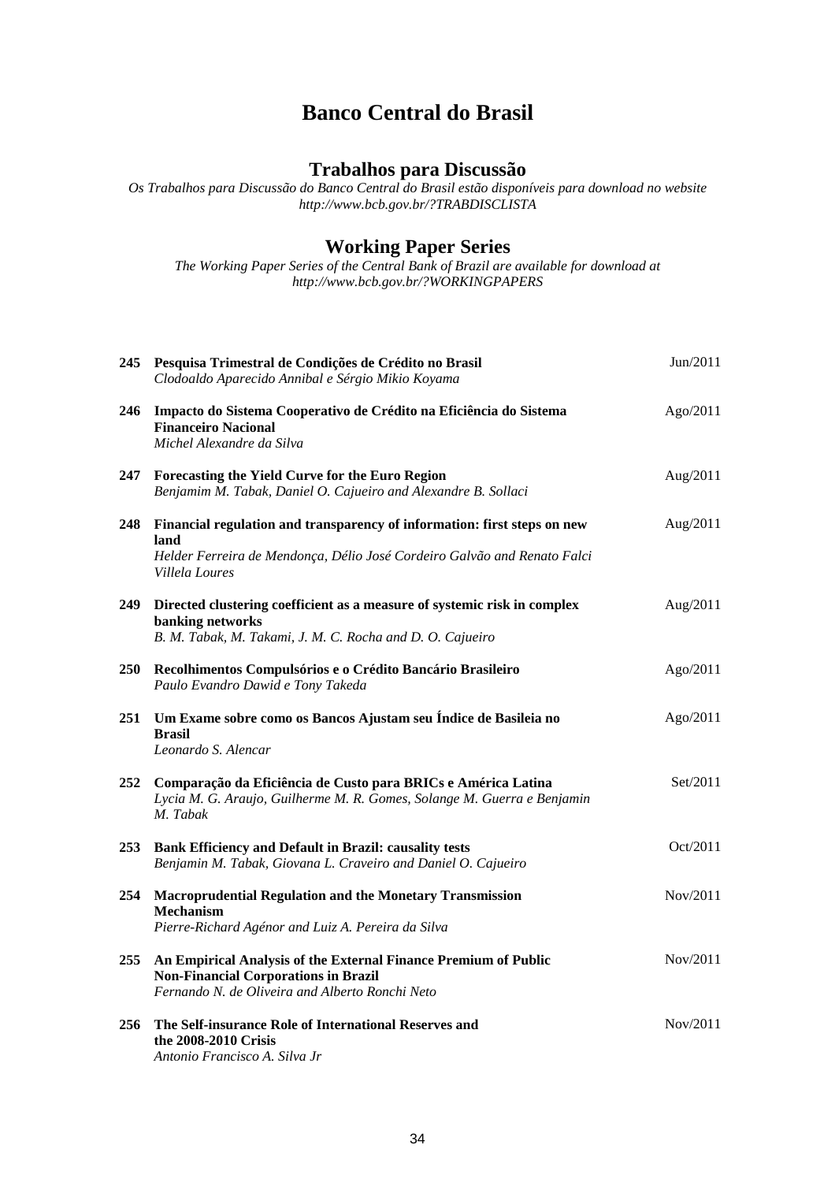# Banco Central do Brasil

## Trabalhos para Discussão

*Os Trabalhos para Discussão do Banco Central do Brasil estão disponíveis para download no website http://www.bcb.gov.br/?TRABDISCLISTA*

## Working Paper Series

*The Working Paper Series of the Central Bank of Brazil are available for download at http://www.bcb.gov.br/?WORKINGPAPERS*

| | | |
|---|---|---|
| **245** | **Pesquisa Trimestral de Condições de Crédito no Brasil**<br>*Clodoaldo Aparecido Annibal e Sérgio Mikio Koyama* | Jun/2011 |
| **246** | **Impacto do Sistema Cooperativo de Crédito na Eficiência do Sistema Financeiro Nacional**<br>*Michel Alexandre da Silva* | Ago/2011 |
| **247** | **Forecasting the Yield Curve for the Euro Region**<br>*Benjamim M. Tabak, Daniel O. Cajueiro and Alexandre B. Sollaci* | Aug/2011 |
| **248** | **Financial regulation and transparency of information: first steps on new land**<br>*Helder Ferreira de Mendonça, Délio José Cordeiro Galvão and Renato Falci Villela Loures* | Aug/2011 |
| **249** | **Directed clustering coefficient as a measure of systemic risk in complex banking networks**<br>*B. M. Tabak, M. Takami, J. M. C. Rocha and D. O. Cajueiro* | Aug/2011 |
| **250** | **Recolhimentos Compulsórios e o Crédito Bancário Brasileiro**<br>*Paulo Evandro Dawid e Tony Takeda* | Ago/2011 |
| **251** | **Um Exame sobre como os Bancos Ajustam seu Índice de Basileia no Brasil**<br>*Leonardo S. Alencar* | Ago/2011 |
| **252** | **Comparação da Eficiência de Custo para BRICs e América Latina**<br>*Lycia M. G. Araujo, Guilherme M. R. Gomes, Solange M. Guerra e Benjamin M. Tabak* | Set/2011 |
| **253** | **Bank Efficiency and Default in Brazil: causality tests**<br>*Benjamin M. Tabak, Giovana L. Craveiro and Daniel O. Cajueiro* | Oct/2011 |
| **254** | **Macroprudential Regulation and the Monetary Transmission Mechanism**<br>*Pierre-Richard Agénor and Luiz A. Pereira da Silva* | Nov/2011 |
| **255** | **An Empirical Analysis of the External Finance Premium of Public Non-Financial Corporations in Brazil**<br>*Fernando N. de Oliveira and Alberto Ronchi Neto* | Nov/2011 |
| **256** | **The Self-insurance Role of International Reserves and the 2008-2010 Crisis**<br>*Antonio Francisco A. Silva Jr* | Nov/2011 |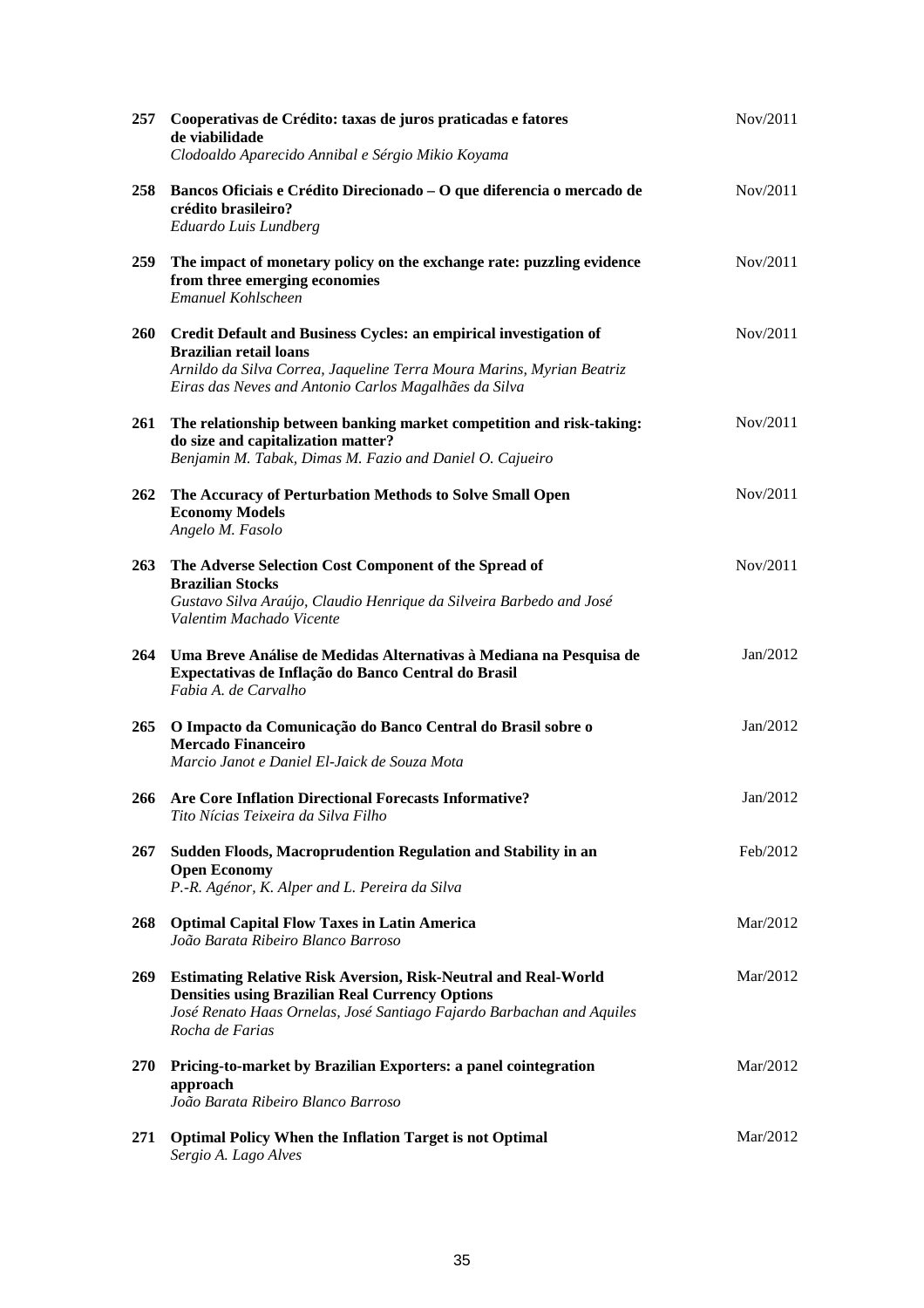| | | |
|---|---|---|
| 257 | **Cooperativas de Crédito: taxas de juros praticadas e fatores de viabilidade**<br>*Clodoaldo Aparecido Annibal e Sérgio Mikio Koyama* | Nov/2011 |
| 258 | **Bancos Oficiais e Crédito Direcionado – O que diferencia o mercado de crédito brasileiro?**<br>*Eduardo Luis Lundberg* | Nov/2011 |
| 259 | **The impact of monetary policy on the exchange rate: puzzling evidence from three emerging economies**<br>*Emanuel Kohlscheen* | Nov/2011 |
| 260 | **Credit Default and Business Cycles: an empirical investigation of Brazilian retail loans**<br>*Arnildo da Silva Correa, Jaqueline Terra Moura Marins, Myrian Beatriz Eiras das Neves and Antonio Carlos Magalhães da Silva* | Nov/2011 |
| 261 | **The relationship between banking market competition and risk-taking: do size and capitalization matter?**<br>*Benjamin M. Tabak, Dimas M. Fazio and Daniel O. Cajueiro* | Nov/2011 |
| 262 | **The Accuracy of Perturbation Methods to Solve Small Open Economy Models**<br>*Angelo M. Fasolo* | Nov/2011 |
| 263 | **The Adverse Selection Cost Component of the Spread of Brazilian Stocks**<br>*Gustavo Silva Araújo, Claudio Henrique da Silveira Barbedo and José Valentim Machado Vicente* | Nov/2011 |
| 264 | **Uma Breve Análise de Medidas Alternativas à Mediana na Pesquisa de Expectativas de Inflação do Banco Central do Brasil**<br>*Fabia A. de Carvalho* | Jan/2012 |
| 265 | **O Impacto da Comunicação do Banco Central do Brasil sobre o Mercado Financeiro**<br>*Marcio Janot e Daniel El-Jaick de Souza Mota* | Jan/2012 |
| 266 | **Are Core Inflation Directional Forecasts Informative?**<br>*Tito Nícias Teixeira da Silva Filho* | Jan/2012 |
| 267 | **Sudden Floods, Macroprudention Regulation and Stability in an Open Economy**<br>*P.-R. Agénor, K. Alper and L. Pereira da Silva* | Feb/2012 |
| 268 | **Optimal Capital Flow Taxes in Latin America**<br>*João Barata Ribeiro Blanco Barroso* | Mar/2012 |
| 269 | **Estimating Relative Risk Aversion, Risk-Neutral and Real-World Densities using Brazilian Real Currency Options**<br>*José Renato Haas Ornelas, José Santiago Fajardo Barbachan and Aquiles Rocha de Farias* | Mar/2012 |
| 270 | **Pricing-to-market by Brazilian Exporters: a panel cointegration approach**<br>*João Barata Ribeiro Blanco Barroso* | Mar/2012 |
| 271 | **Optimal Policy When the Inflation Target is not Optimal**<br>*Sergio A. Lago Alves* | Mar/2012 |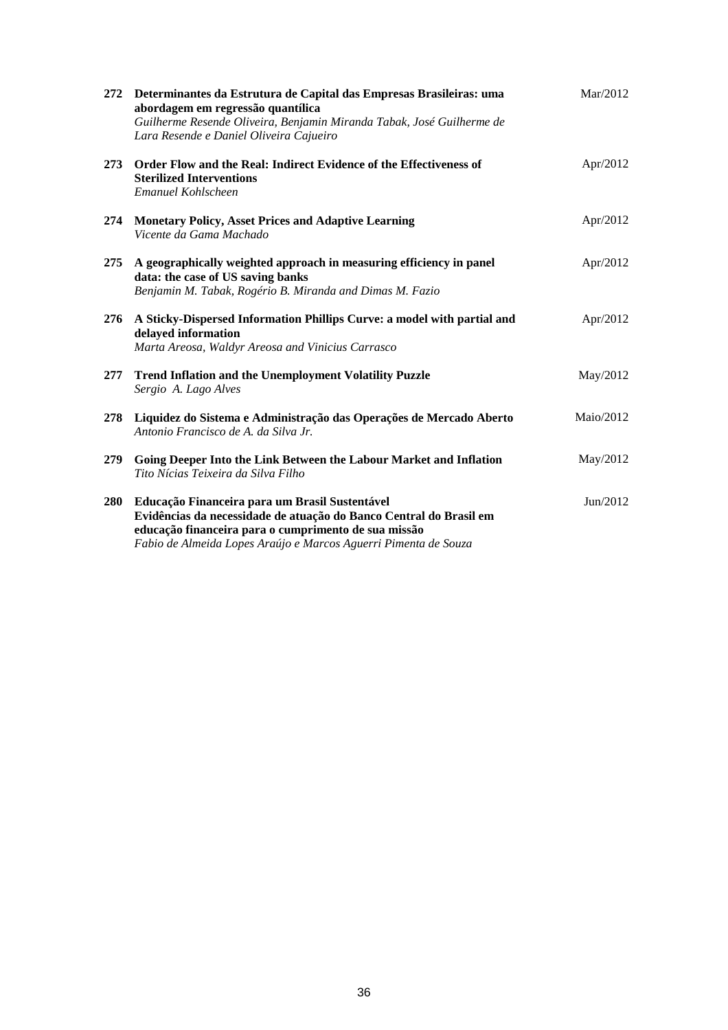| | | |
|---|---|---|
| **272** | **Determinantes da Estrutura de Capital das Empresas Brasileiras: uma abordagem em regressão quantílica**<br>*Guilherme Resende Oliveira, Benjamin Miranda Tabak, José Guilherme de Lara Resende e Daniel Oliveira Cajueiro* | Mar/2012 |
| **273** | **Order Flow and the Real: Indirect Evidence of the Effectiveness of Sterilized Interventions**<br>*Emanuel Kohlscheen* | Apr/2012 |
| **274** | **Monetary Policy, Asset Prices and Adaptive Learning**<br>*Vicente da Gama Machado* | Apr/2012 |
| **275** | **A geographically weighted approach in measuring efficiency in panel data: the case of US saving banks**<br>*Benjamin M. Tabak, Rogério B. Miranda and Dimas M. Fazio* | Apr/2012 |
| **276** | **A Sticky-Dispersed Information Phillips Curve: a model with partial and delayed information**<br>*Marta Areosa, Waldyr Areosa and Vinicius Carrasco* | Apr/2012 |
| **277** | **Trend Inflation and the Unemployment Volatility Puzzle**<br>*Sergio A. Lago Alves* | May/2012 |
| **278** | **Liquidez do Sistema e Administração das Operações de Mercado Aberto**<br>*Antonio Francisco de A. da Silva Jr.* | Maio/2012 |
| **279** | **Going Deeper Into the Link Between the Labour Market and Inflation**<br>*Tito Nícias Teixeira da Silva Filho* | May/2012 |
| **280** | **Educação Financeira para um Brasil Sustentável Evidências da necessidade de atuação do Banco Central do Brasil em educação financeira para o cumprimento de sua missão**<br>*Fabio de Almeida Lopes Araújo e Marcos Aguerri Pimenta de Souza* | Jun/2012 |